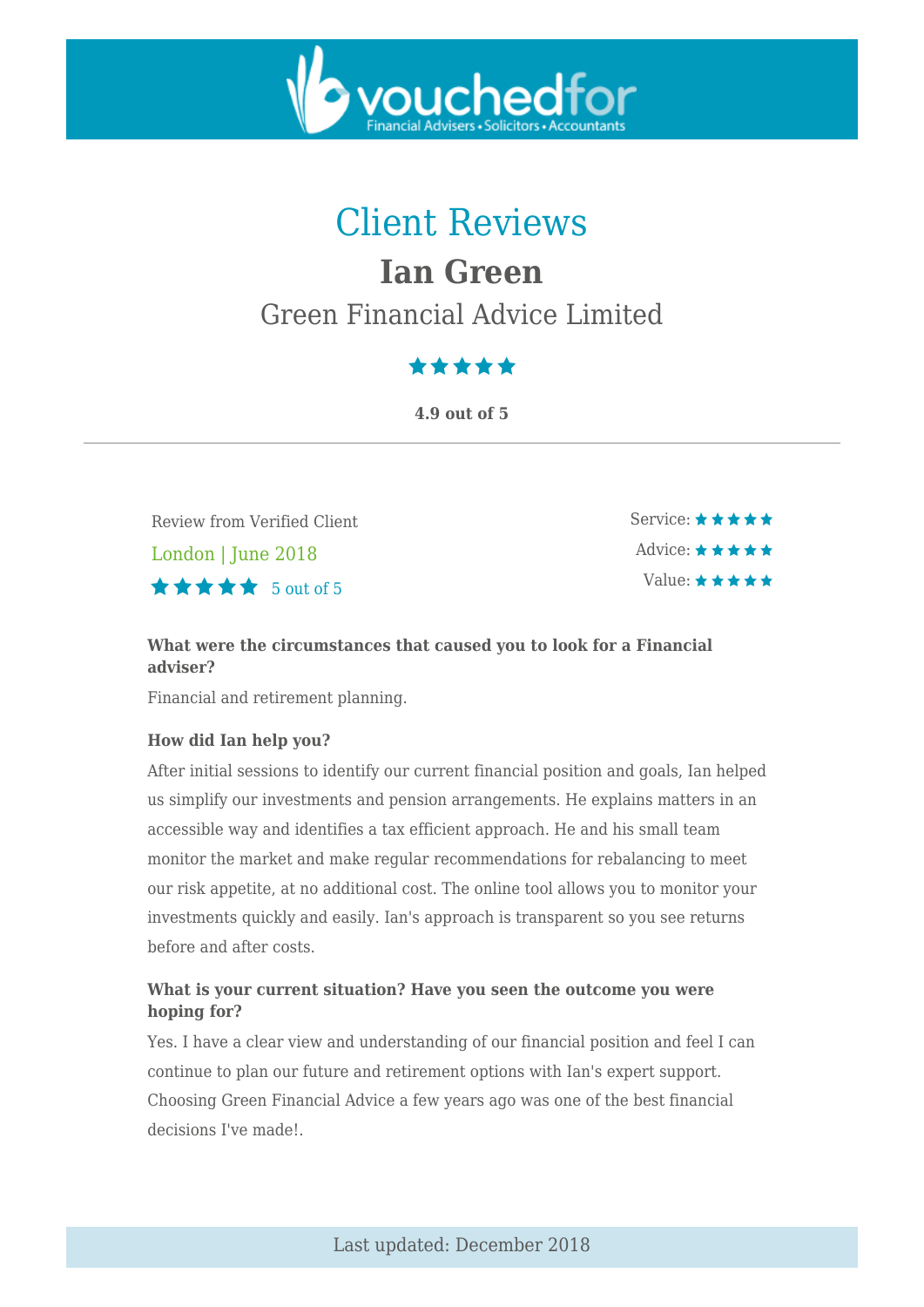# Client Reviews

## Ian Green

### Green Financial Advice Limited

★★★★★

**4.9 out of 5**

---

Review from Verified Client

London | June 2018

★★★★★ 5 out of 5

Service: ★★★★★

Advice: ★★★★★

Value: ★★★★★

**What were the circumstances that caused you to look for a Financial adviser?**

Financial and retirement planning.

**How did Ian help you?**

After initial sessions to identify our current financial position and goals, Ian helped us simplify our investments and pension arrangements. He explains matters in an accessible way and identifies a tax efficient approach. He and his small team monitor the market and make regular recommendations for rebalancing to meet our risk appetite, at no additional cost. The online tool allows you to monitor your investments quickly and easily. Ian's approach is transparent so you see returns before and after costs.

**What is your current situation? Have you seen the outcome you were hoping for?**

Yes. I have a clear view and understanding of our financial position and feel I can continue to plan our future and retirement options with Ian's expert support. Choosing Green Financial Advice a few years ago was one of the best financial decisions I've made!.

Last updated: December 2018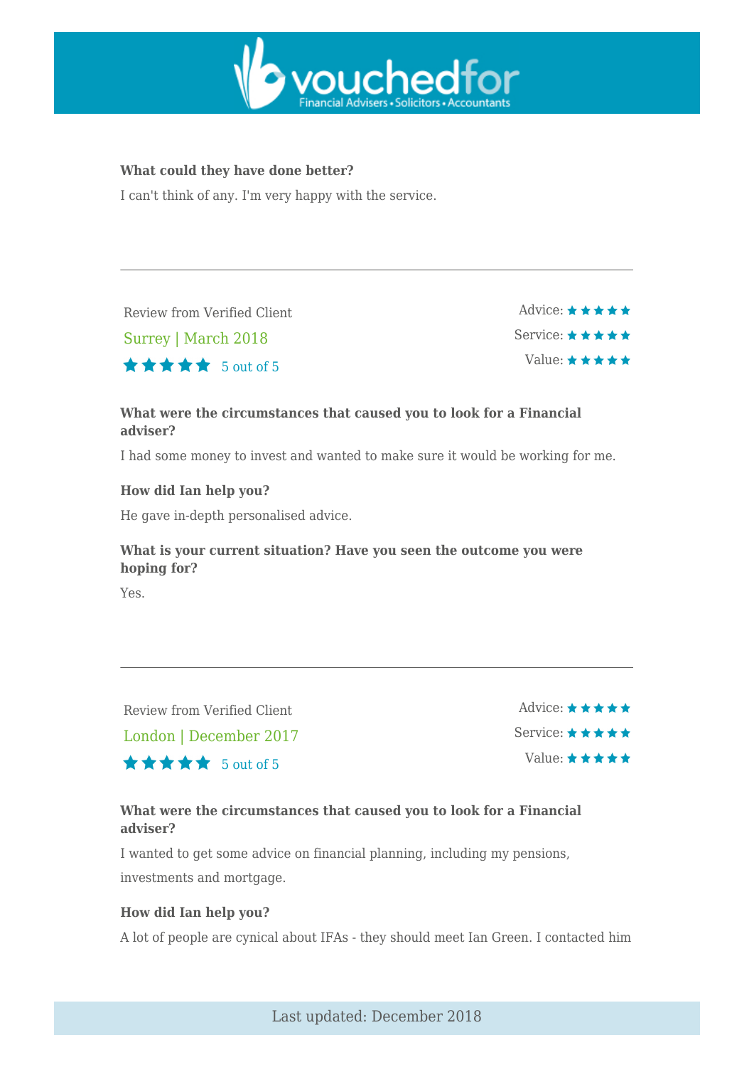**What could they have done better?**

I can't think of any. I'm very happy with the service.

---

Review from Verified Client

Surrey | March 2018

★★★★★ 5 out of 5

Advice: ★★★★★
Service: ★★★★★
Value: ★★★★★

**What were the circumstances that caused you to look for a Financial adviser?**

I had some money to invest and wanted to make sure it would be working for me.

**How did Ian help you?**

He gave in-depth personalised advice.

**What is your current situation? Have you seen the outcome you were hoping for?**

Yes.

---

Review from Verified Client

London | December 2017

★★★★★ 5 out of 5

Advice: ★★★★★
Service: ★★★★★
Value: ★★★★★

**What were the circumstances that caused you to look for a Financial adviser?**

I wanted to get some advice on financial planning, including my pensions, investments and mortgage.

**How did Ian help you?**

A lot of people are cynical about IFAs - they should meet Ian Green. I contacted him

Last updated: December 2018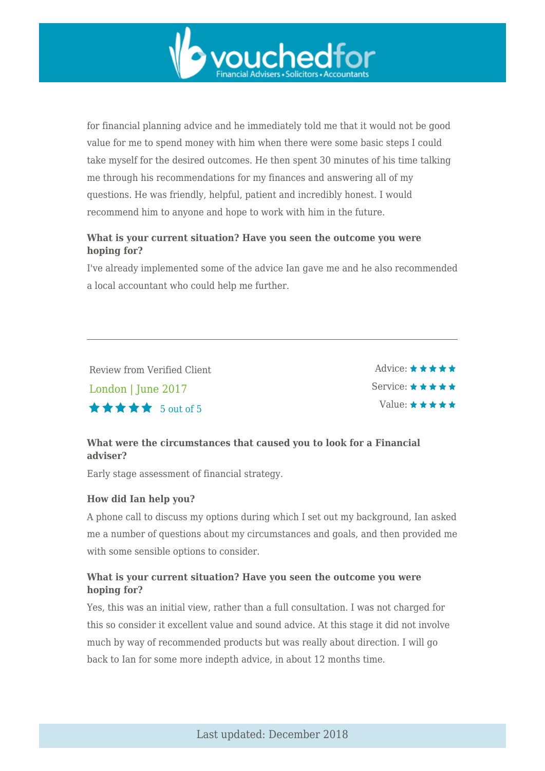for financial planning advice and he immediately told me that it would not be good value for me to spend money with him when there were some basic steps I could take myself for the desired outcomes. He then spent 30 minutes of his time talking me through his recommendations for my finances and answering all of my questions. He was friendly, helpful, patient and incredibly honest. I would recommend him to anyone and hope to work with him in the future.

**What is your current situation? Have you seen the outcome you were hoping for?**

I've already implemented some of the advice Ian gave me and he also recommended a local accountant who could help me further.

---

Review from Verified Client

London | June 2017

★★★★★ 5 out of 5

Advice: ★★★★★

Service: ★★★★★

Value: ★★★★★

**What were the circumstances that caused you to look for a Financial adviser?**

Early stage assessment of financial strategy.

**How did Ian help you?**

A phone call to discuss my options during which I set out my background, Ian asked me a number of questions about my circumstances and goals, and then provided me with some sensible options to consider.

**What is your current situation? Have you seen the outcome you were hoping for?**

Yes, this was an initial view, rather than a full consultation. I was not charged for this so consider it excellent value and sound advice. At this stage it did not involve much by way of recommended products but was really about direction. I will go back to Ian for some more indepth advice, in about 12 months time.

Last updated: December 2018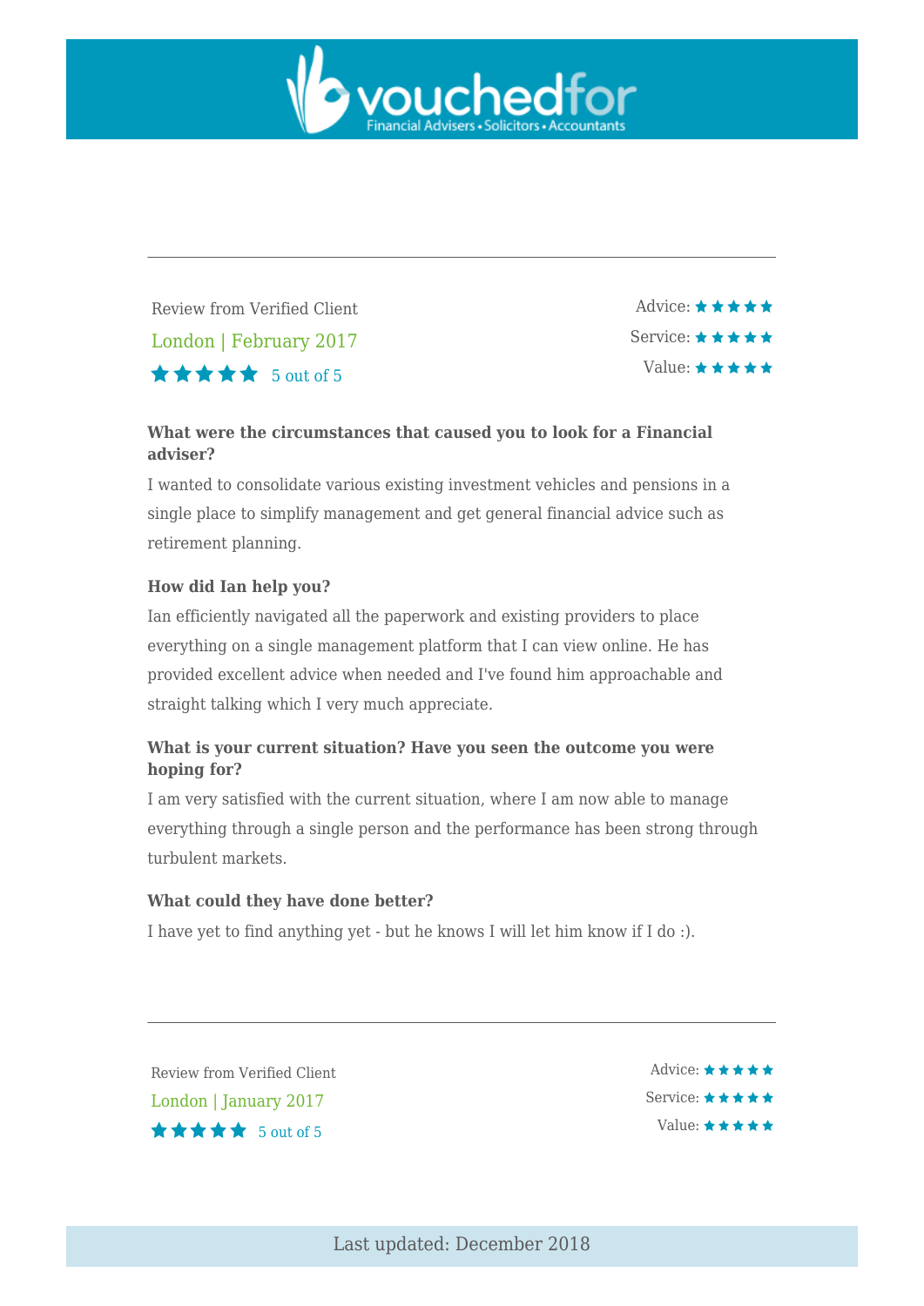---

Review from Verified Client

London | February 2017

★★★★★ 5 out of 5

Advice: ★★★★★
Service: ★★★★★
Value: ★★★★★

**What were the circumstances that caused you to look for a Financial adviser?**

I wanted to consolidate various existing investment vehicles and pensions in a single place to simplify management and get general financial advice such as retirement planning.

**How did Ian help you?**

Ian efficiently navigated all the paperwork and existing providers to place everything on a single management platform that I can view online. He has provided excellent advice when needed and I've found him approachable and straight talking which I very much appreciate.

**What is your current situation? Have you seen the outcome you were hoping for?**

I am very satisfied with the current situation, where I am now able to manage everything through a single person and the performance has been strong through turbulent markets.

**What could they have done better?**

I have yet to find anything yet - but he knows I will let him know if I do :).

---

Review from Verified Client

London | January 2017

★★★★★ 5 out of 5

Advice: ★★★★★
Service: ★★★★★
Value: ★★★★★

Last updated: December 2018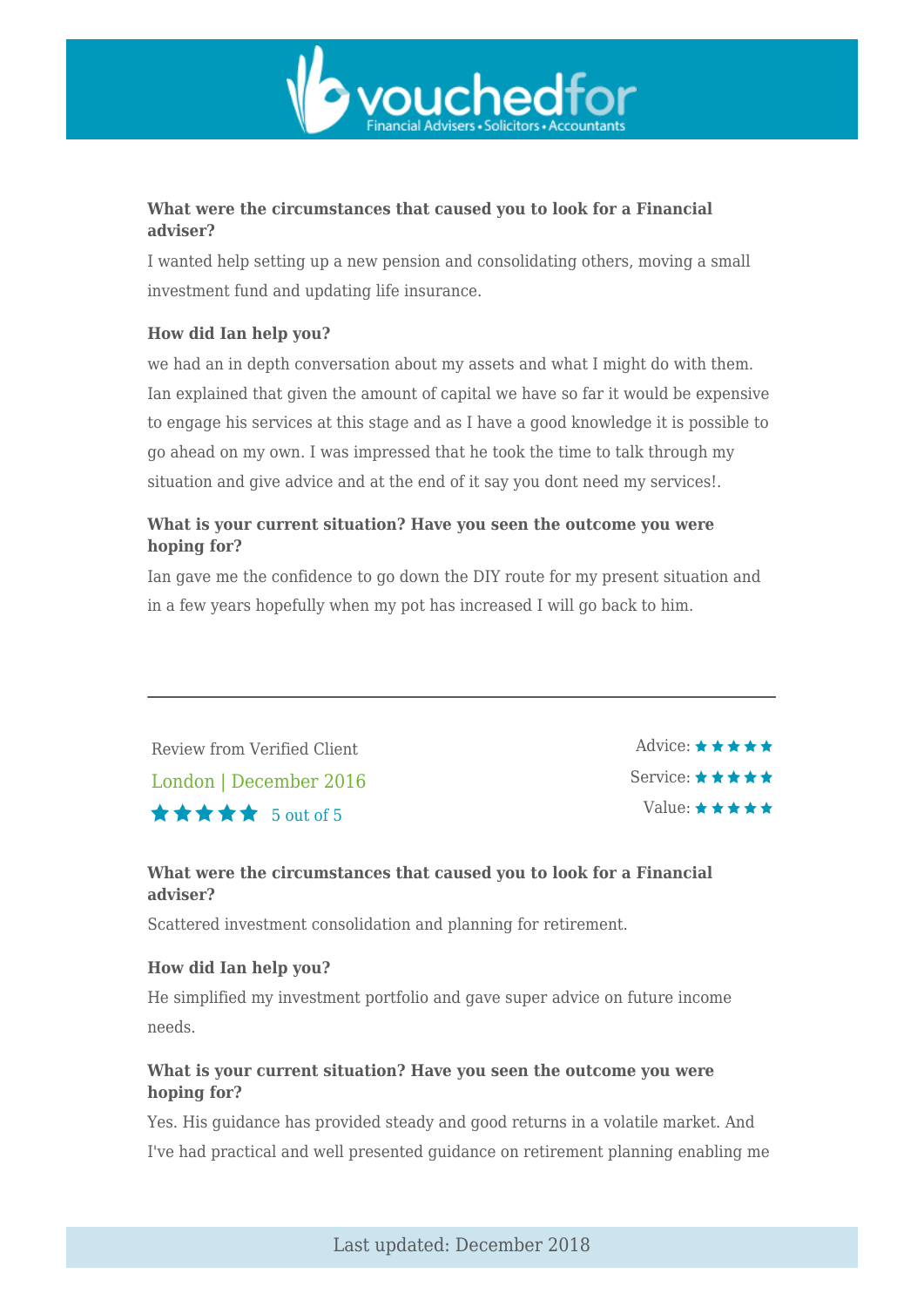**What were the circumstances that caused you to look for a Financial adviser?**

I wanted help setting up a new pension and consolidating others, moving a small investment fund and updating life insurance.

**How did Ian help you?**

we had an in depth conversation about my assets and what I might do with them. Ian explained that given the amount of capital we have so far it would be expensive to engage his services at this stage and as I have a good knowledge it is possible to go ahead on my own. I was impressed that he took the time to talk through my situation and give advice and at the end of it say you dont need my services!.

**What is your current situation? Have you seen the outcome you were hoping for?**

Ian gave me the confidence to go down the DIY route for my present situation and in a few years hopefully when my pot has increased I will go back to him.

---

Review from Verified Client

London | December 2016

★★★★★ 5 out of 5

Advice: ★★★★★
Service: ★★★★★
Value: ★★★★★

**What were the circumstances that caused you to look for a Financial adviser?**

Scattered investment consolidation and planning for retirement.

**How did Ian help you?**

He simplified my investment portfolio and gave super advice on future income needs.

**What is your current situation? Have you seen the outcome you were hoping for?**

Yes. His guidance has provided steady and good returns in a volatile market. And I've had practical and well presented guidance on retirement planning enabling me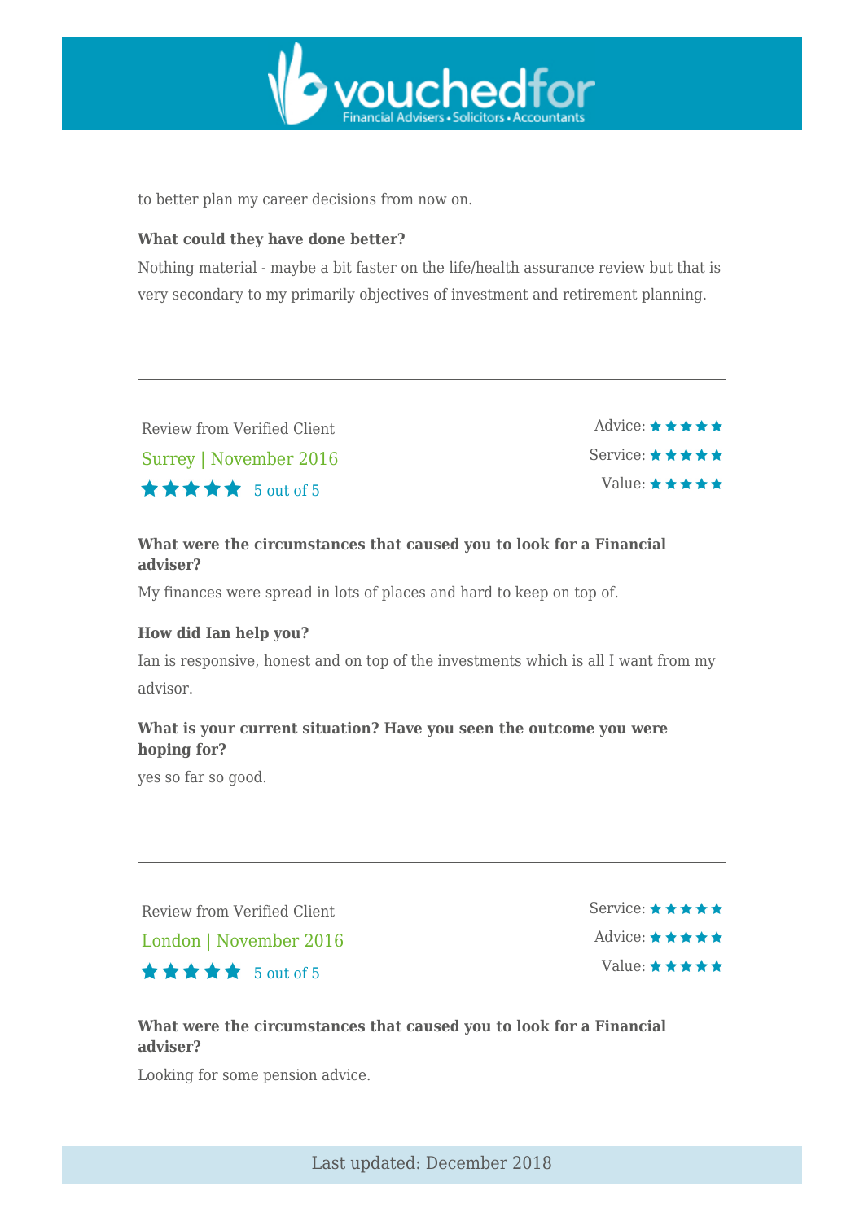to better plan my career decisions from now on.

**What could they have done better?**

Nothing material - maybe a bit faster on the life/health assurance review but that is very secondary to my primarily objectives of investment and retirement planning.

---

Review from Verified Client

Surrey | November 2016

★★★★★ 5 out of 5

Advice: ★★★★★

Service: ★★★★★

Value: ★★★★★

**What were the circumstances that caused you to look for a Financial adviser?**

My finances were spread in lots of places and hard to keep on top of.

**How did Ian help you?**

Ian is responsive, honest and on top of the investments which is all I want from my advisor.

**What is your current situation? Have you seen the outcome you were hoping for?**

yes so far so good.

---

Review from Verified Client

London | November 2016

★★★★★ 5 out of 5

Service: ★★★★★

Advice: ★★★★★

Value: ★★★★★

**What were the circumstances that caused you to look for a Financial adviser?**

Looking for some pension advice.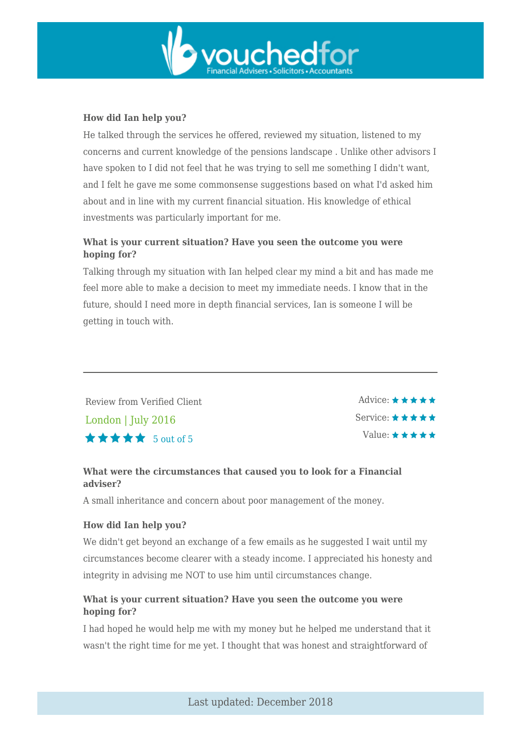**How did Ian help you?**

He talked through the services he offered, reviewed my situation, listened to my concerns and current knowledge of the pensions landscape . Unlike other advisors I have spoken to I did not feel that he was trying to sell me something I didn't want, and I felt he gave me some commonsense suggestions based on what I'd asked him about and in line with my current financial situation. His knowledge of ethical investments was particularly important for me.

**What is your current situation? Have you seen the outcome you were hoping for?**

Talking through my situation with Ian helped clear my mind a bit and has made me feel more able to make a decision to meet my immediate needs. I know that in the future, should I need more in depth financial services, Ian is someone I will be getting in touch with.

---

Review from Verified Client

London | July 2016

★★★★★ 5 out of 5

Advice: ★★★★★
Service: ★★★★★
Value: ★★★★★

**What were the circumstances that caused you to look for a Financial adviser?**

A small inheritance and concern about poor management of the money.

**How did Ian help you?**

We didn't get beyond an exchange of a few emails as he suggested I wait until my circumstances become clearer with a steady income. I appreciated his honesty and integrity in advising me NOT to use him until circumstances change.

**What is your current situation? Have you seen the outcome you were hoping for?**

I had hoped he would help me with my money but he helped me understand that it wasn't the right time for me yet. I thought that was honest and straightforward of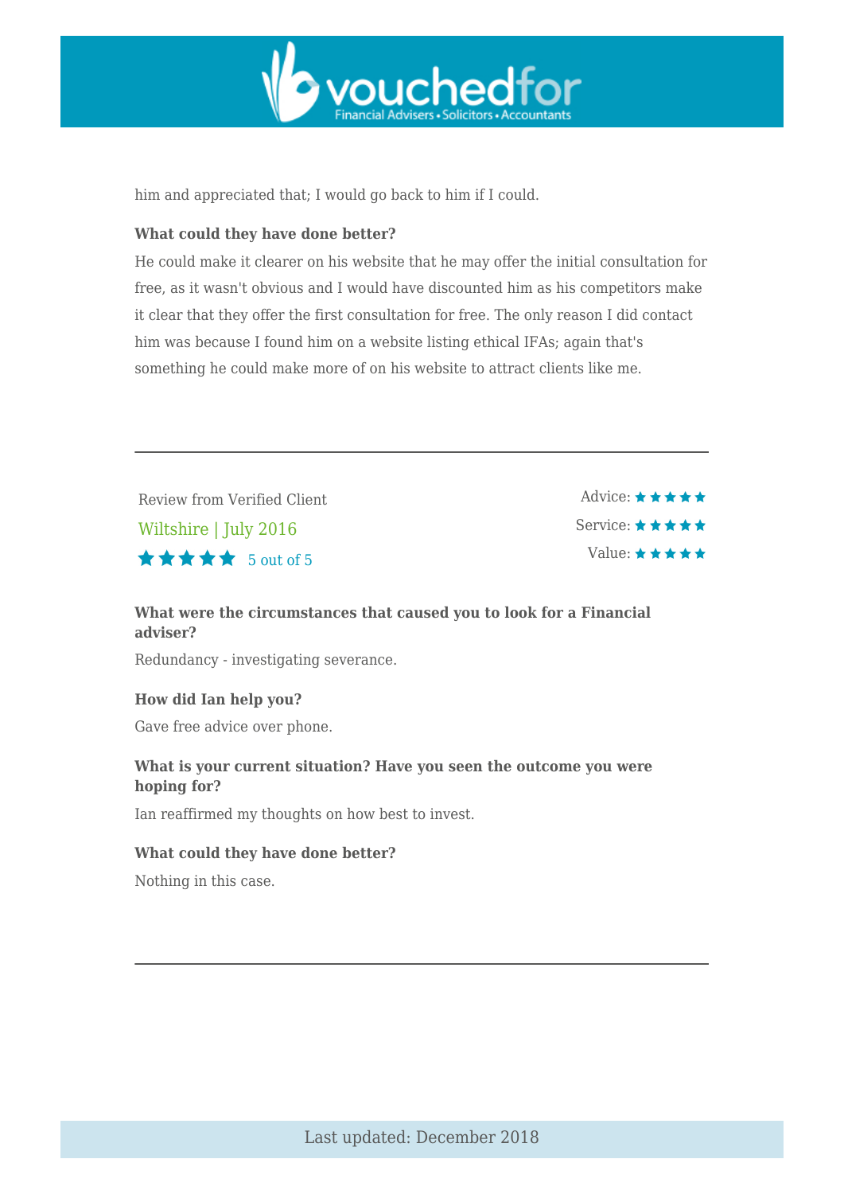him and appreciated that; I would go back to him if I could.

**What could they have done better?**

He could make it clearer on his website that he may offer the initial consultation for free, as it wasn't obvious and I would have discounted him as his competitors make it clear that they offer the first consultation for free. The only reason I did contact him was because I found him on a website listing ethical IFAs; again that's something he could make more of on his website to attract clients like me.

---

Review from Verified Client

Wiltshire | July 2016

★★★★★ 5 out of 5

Advice: ★★★★★
Service: ★★★★★
Value: ★★★★★

**What were the circumstances that caused you to look for a Financial adviser?**

Redundancy - investigating severance.

**How did Ian help you?**

Gave free advice over phone.

**What is your current situation? Have you seen the outcome you were hoping for?**

Ian reaffirmed my thoughts on how best to invest.

**What could they have done better?**

Nothing in this case.

---

Last updated: December 2018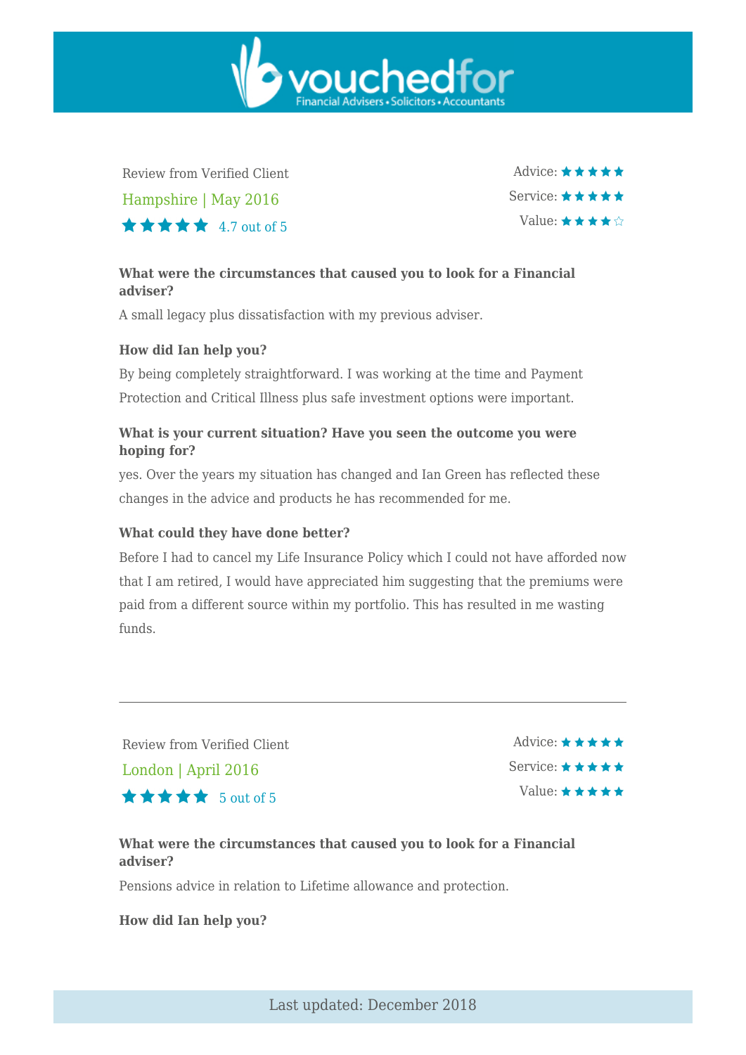Review from Verified Client

Hampshire | May 2016

★★★★★ 4.7 out of 5

Advice: ★★★★★

Service: ★★★★★

Value: ★★★★☆

**What were the circumstances that caused you to look for a Financial adviser?**

A small legacy plus dissatisfaction with my previous adviser.

**How did Ian help you?**

By being completely straightforward. I was working at the time and Payment Protection and Critical Illness plus safe investment options were important.

**What is your current situation? Have you seen the outcome you were hoping for?**

yes. Over the years my situation has changed and Ian Green has reflected these changes in the advice and products he has recommended for me.

**What could they have done better?**

Before I had to cancel my Life Insurance Policy which I could not have afforded now that I am retired, I would have appreciated him suggesting that the premiums were paid from a different source within my portfolio. This has resulted in me wasting funds.

---

Review from Verified Client

London | April 2016

★★★★★ 5 out of 5

Advice: ★★★★★

Service: ★★★★★

Value: ★★★★★

**What were the circumstances that caused you to look for a Financial adviser?**

Pensions advice in relation to Lifetime allowance and protection.

**How did Ian help you?**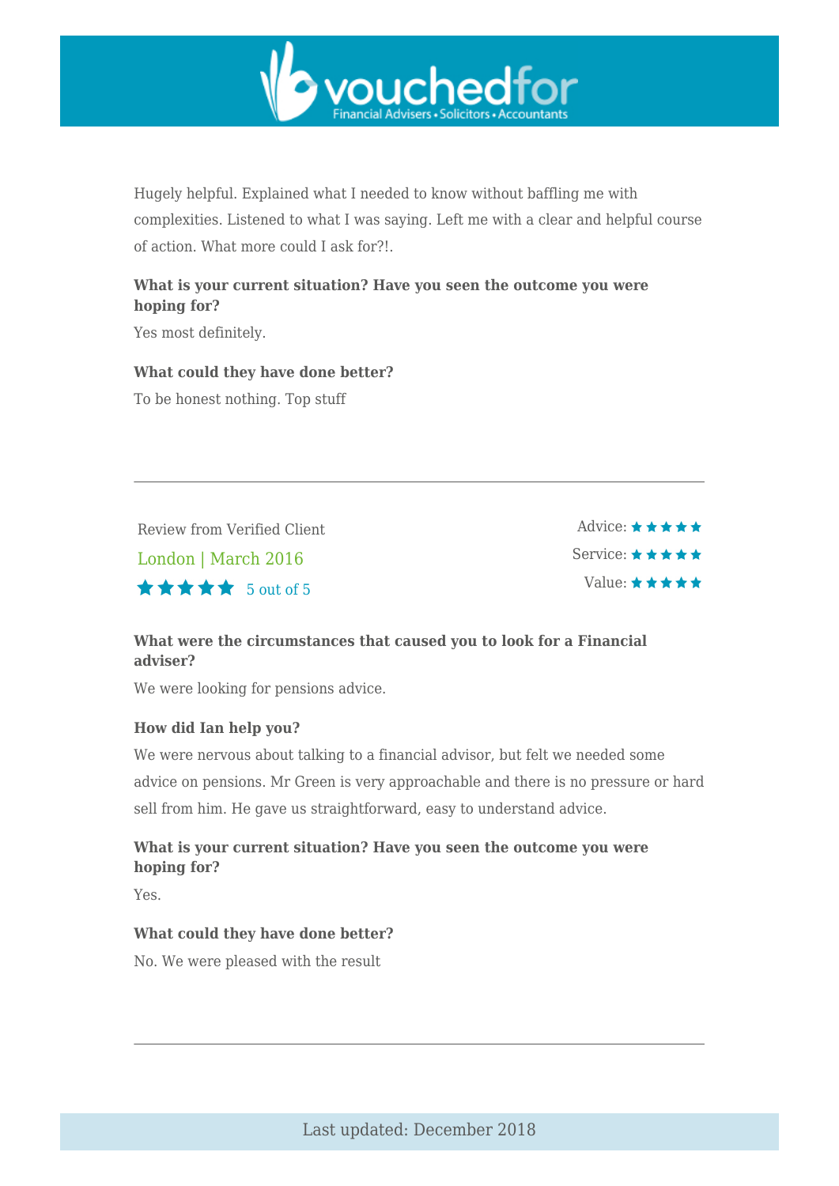Hugely helpful. Explained what I needed to know without baffling me with complexities. Listened to what I was saying. Left me with a clear and helpful course of action. What more could I ask for?!.

**What is your current situation? Have you seen the outcome you were hoping for?**

Yes most definitely.

**What could they have done better?**

To be honest nothing. Top stuff

---

Review from Verified Client

London | March 2016

★★★★★ 5 out of 5

Advice: ★★★★★
Service: ★★★★★
Value: ★★★★★

**What were the circumstances that caused you to look for a Financial adviser?**

We were looking for pensions advice.

**How did Ian help you?**

We were nervous about talking to a financial advisor, but felt we needed some advice on pensions. Mr Green is very approachable and there is no pressure or hard sell from him. He gave us straightforward, easy to understand advice.

**What is your current situation? Have you seen the outcome you were hoping for?**

Yes.

**What could they have done better?**

No. We were pleased with the result

---

Last updated: December 2018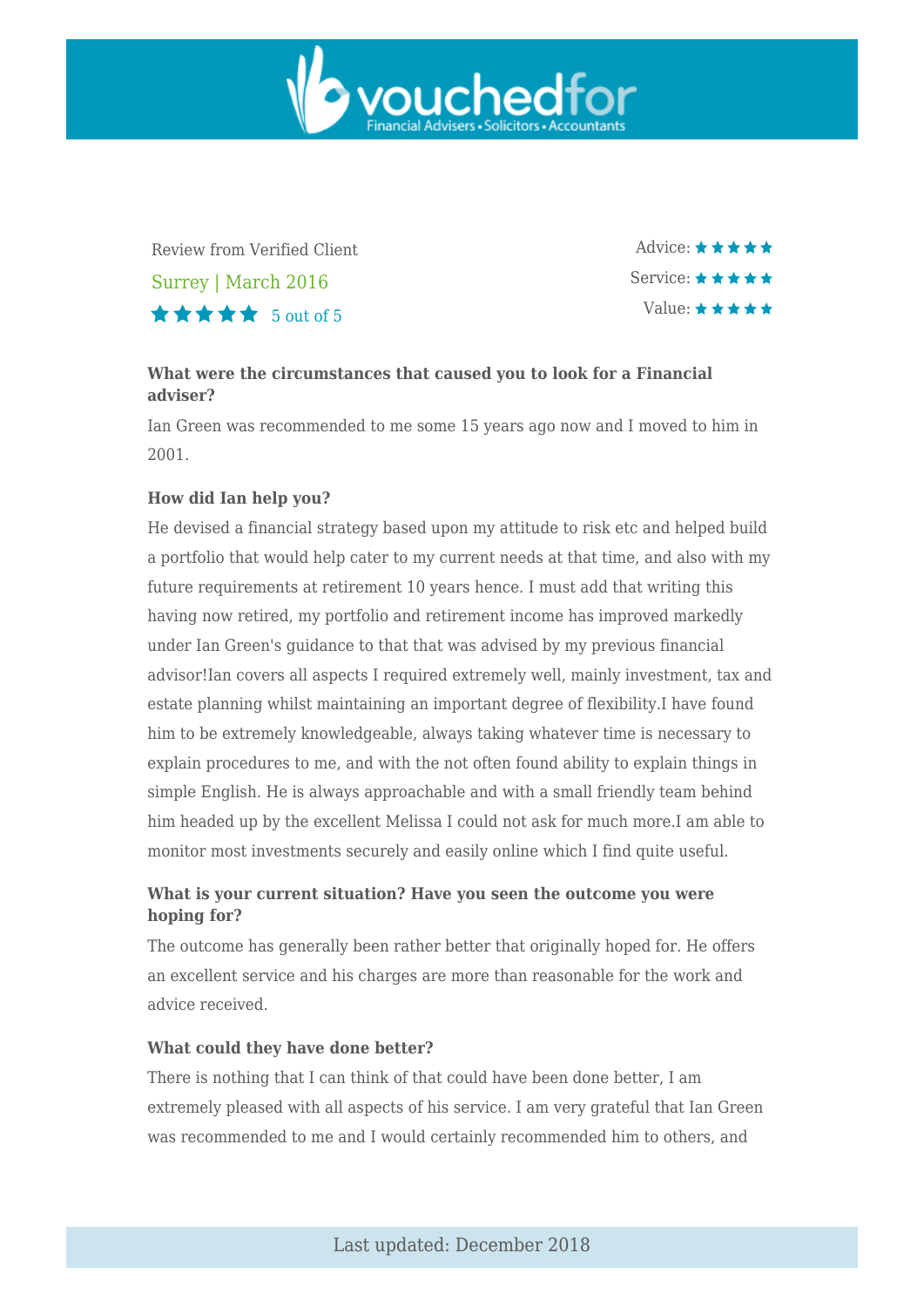Review from Verified Client

Surrey | March 2016

★★★★★ 5 out of 5

Advice: ★★★★★
Service: ★★★★★
Value: ★★★★★

**What were the circumstances that caused you to look for a Financial adviser?**

Ian Green was recommended to me some 15 years ago now and I moved to him in 2001.

**How did Ian help you?**

He devised a financial strategy based upon my attitude to risk etc and helped build a portfolio that would help cater to my current needs at that time, and also with my future requirements at retirement 10 years hence. I must add that writing this having now retired, my portfolio and retirement income has improved markedly under Ian Green's guidance to that that was advised by my previous financial advisor!Ian covers all aspects I required extremely well, mainly investment, tax and estate planning whilst maintaining an important degree of flexibility.I have found him to be extremely knowledgeable, always taking whatever time is necessary to explain procedures to me, and with the not often found ability to explain things in simple English. He is always approachable and with a small friendly team behind him headed up by the excellent Melissa I could not ask for much more.I am able to monitor most investments securely and easily online which I find quite useful.

**What is your current situation? Have you seen the outcome you were hoping for?**

The outcome has generally been rather better that originally hoped for. He offers an excellent service and his charges are more than reasonable for the work and advice received.

**What could they have done better?**

There is nothing that I can think of that could have been done better, I am extremely pleased with all aspects of his service. I am very grateful that Ian Green was recommended to me and I would certainly recommended him to others, and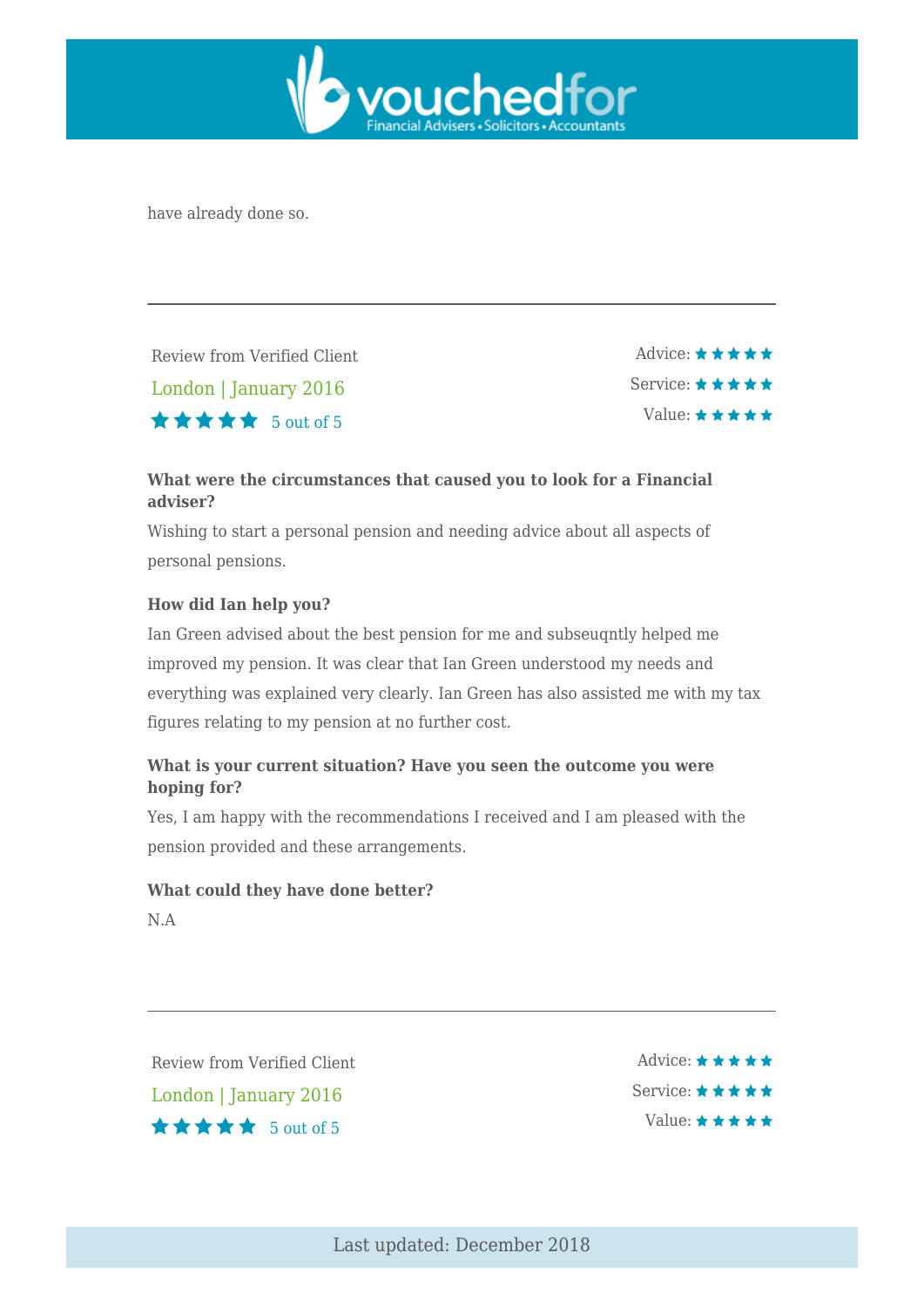have already done so.

---

Review from Verified Client

London | January 2016

★★★★★ 5 out of 5

Advice: ★★★★★
Service: ★★★★★
Value: ★★★★★

**What were the circumstances that caused you to look for a Financial adviser?**

Wishing to start a personal pension and needing advice about all aspects of personal pensions.

**How did Ian help you?**

Ian Green advised about the best pension for me and subseuqntly helped me improved my pension. It was clear that Ian Green understood my needs and everything was explained very clearly. Ian Green has also assisted me with my tax figures relating to my pension at no further cost.

**What is your current situation? Have you seen the outcome you were hoping for?**

Yes, I am happy with the recommendations I received and I am pleased with the pension provided and these arrangements.

**What could they have done better?**

N.A

---

Review from Verified Client

London | January 2016

★★★★★ 5 out of 5

Advice: ★★★★★
Service: ★★★★★
Value: ★★★★★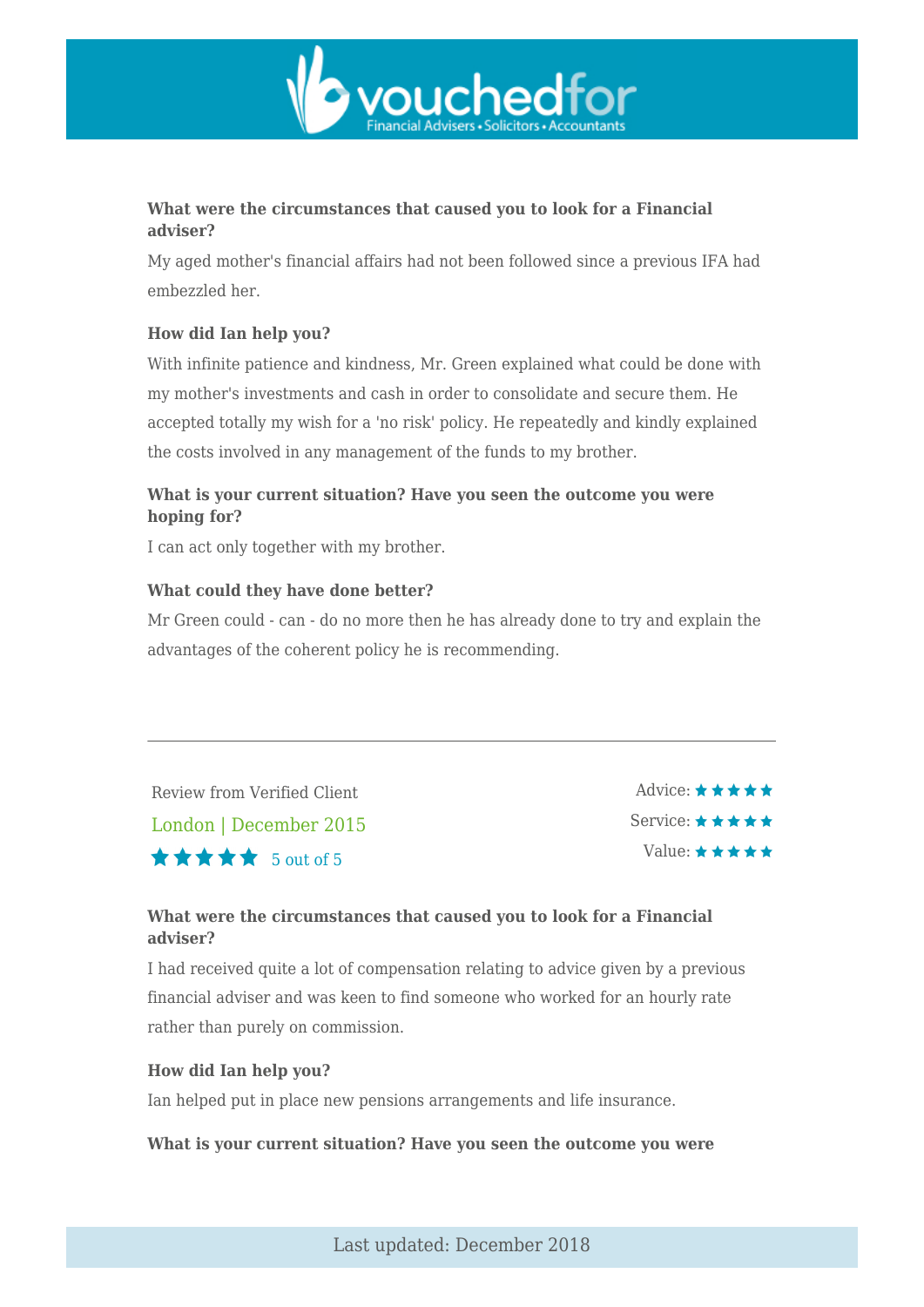**What were the circumstances that caused you to look for a Financial adviser?**

My aged mother's financial affairs had not been followed since a previous IFA had embezzled her.

**How did Ian help you?**

With infinite patience and kindness, Mr. Green explained what could be done with my mother's investments and cash in order to consolidate and secure them. He accepted totally my wish for a 'no risk' policy. He repeatedly and kindly explained the costs involved in any management of the funds to my brother.

**What is your current situation? Have you seen the outcome you were hoping for?**

I can act only together with my brother.

**What could they have done better?**

Mr Green could - can - do no more then he has already done to try and explain the advantages of the coherent policy he is recommending.

---

Review from Verified Client

London | December 2015

★★★★★ 5 out of 5

Advice: ★★★★★

Service: ★★★★★

Value: ★★★★★

**What were the circumstances that caused you to look for a Financial adviser?**

I had received quite a lot of compensation relating to advice given by a previous financial adviser and was keen to find someone who worked for an hourly rate rather than purely on commission.

**How did Ian help you?**

Ian helped put in place new pensions arrangements and life insurance.

**What is your current situation? Have you seen the outcome you were**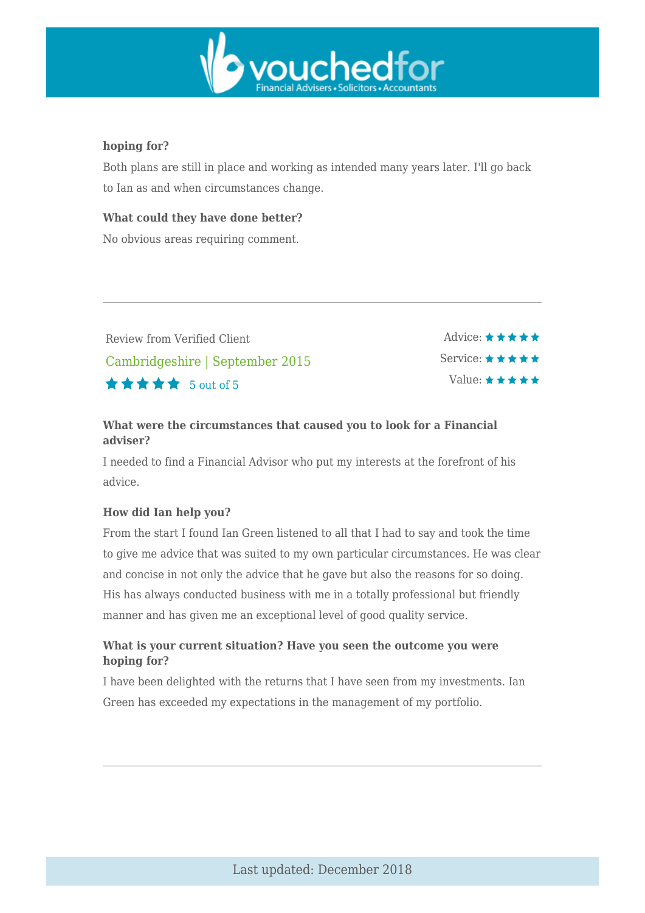**hoping for?**

Both plans are still in place and working as intended many years later. I'll go back to Ian as and when circumstances change.

**What could they have done better?**

No obvious areas requiring comment.

---

Review from Verified Client

Cambridgeshire | September 2015

★★★★★ 5 out of 5

Advice: ★★★★★
Service: ★★★★★
Value: ★★★★★

**What were the circumstances that caused you to look for a Financial adviser?**

I needed to find a Financial Advisor who put my interests at the forefront of his advice.

**How did Ian help you?**

From the start I found Ian Green listened to all that I had to say and took the time to give me advice that was suited to my own particular circumstances. He was clear and concise in not only the advice that he gave but also the reasons for so doing. His has always conducted business with me in a totally professional but friendly manner and has given me an exceptional level of good quality service.

**What is your current situation? Have you seen the outcome you were hoping for?**

I have been delighted with the returns that I have seen from my investments. Ian Green has exceeded my expectations in the management of my portfolio.

---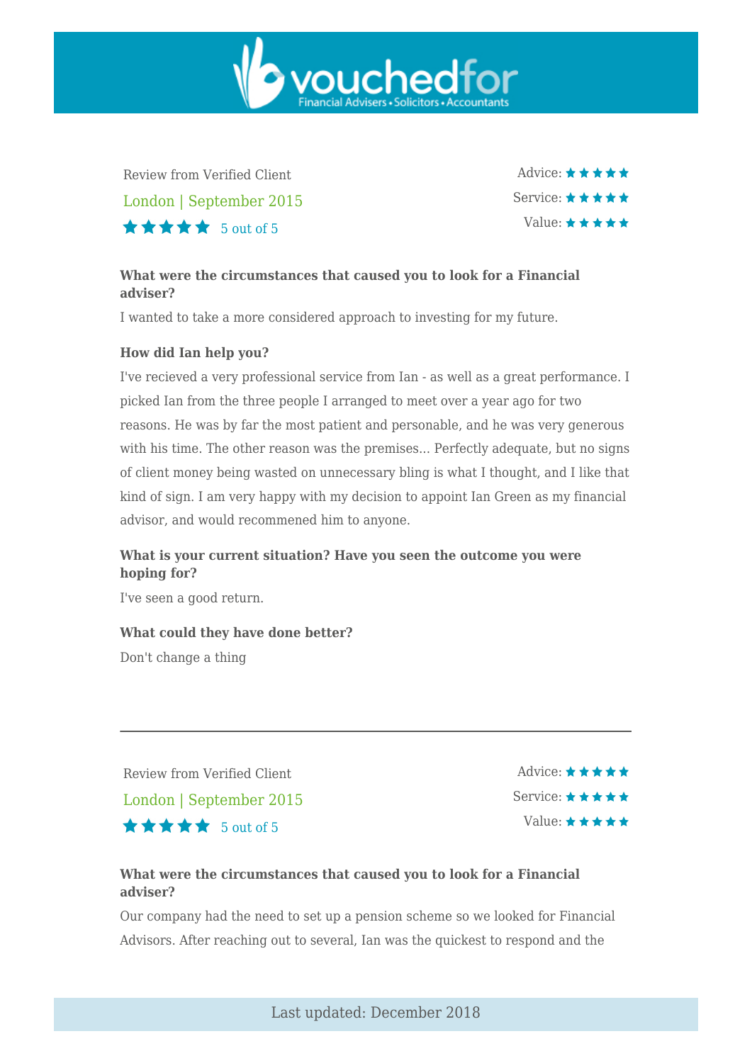Review from Verified Client

London | September 2015

★★★★★ 5 out of 5

Advice: ★★★★★
Service: ★★★★★
Value: ★★★★★

**What were the circumstances that caused you to look for a Financial adviser?**

I wanted to take a more considered approach to investing for my future.

**How did Ian help you?**

I've recieved a very professional service from Ian - as well as a great performance. I picked Ian from the three people I arranged to meet over a year ago for two reasons. He was by far the most patient and personable, and he was very generous with his time. The other reason was the premises... Perfectly adequate, but no signs of client money being wasted on unnecessary bling is what I thought, and I like that kind of sign. I am very happy with my decision to appoint Ian Green as my financial advisor, and would recommened him to anyone.

**What is your current situation? Have you seen the outcome you were hoping for?**

I've seen a good return.

**What could they have done better?**

Don't change a thing

---

Review from Verified Client

London | September 2015

★★★★★ 5 out of 5

Advice: ★★★★★
Service: ★★★★★
Value: ★★★★★

**What were the circumstances that caused you to look for a Financial adviser?**

Our company had the need to set up a pension scheme so we looked for Financial Advisors. After reaching out to several, Ian was the quickest to respond and the

Last updated: December 2018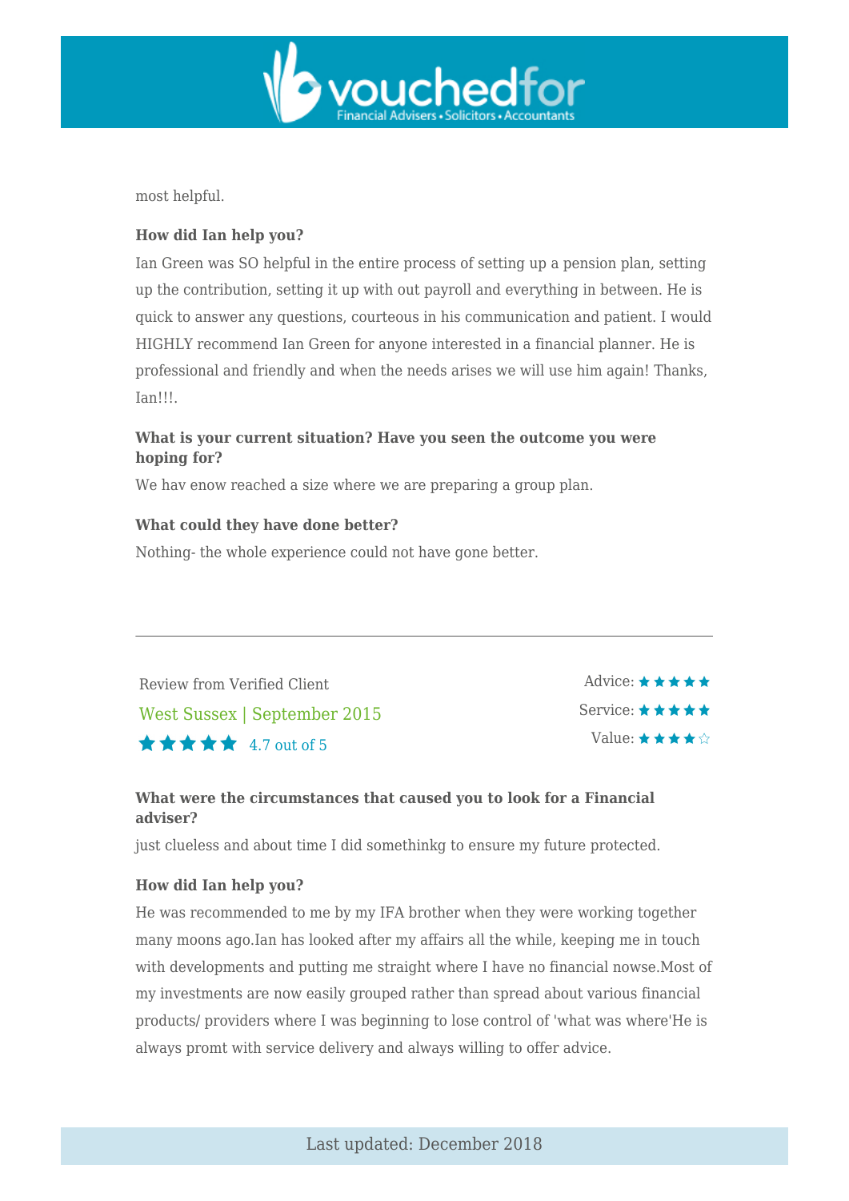most helpful.

**How did Ian help you?**

Ian Green was SO helpful in the entire process of setting up a pension plan, setting up the contribution, setting it up with out payroll and everything in between. He is quick to answer any questions, courteous in his communication and patient. I would HIGHLY recommend Ian Green for anyone interested in a financial planner. He is professional and friendly and when the needs arises we will use him again! Thanks, Ian!!!.

**What is your current situation? Have you seen the outcome you were hoping for?**

We hav enow reached a size where we are preparing a group plan.

**What could they have done better?**

Nothing- the whole experience could not have gone better.

---

Review from Verified Client

West Sussex | September 2015

★★★★★ 4.7 out of 5

Advice: ★★★★★

Service: ★★★★★

Value: ★★★★☆

**What were the circumstances that caused you to look for a Financial adviser?**

just clueless and about time I did somethinkg to ensure my future protected.

**How did Ian help you?**

He was recommended to me by my IFA brother when they were working together many moons ago.Ian has looked after my affairs all the while, keeping me in touch with developments and putting me straight where I have no financial nowse.Most of my investments are now easily grouped rather than spread about various financial products/ providers where I was beginning to lose control of 'what was where'He is always promt with service delivery and always willing to offer advice.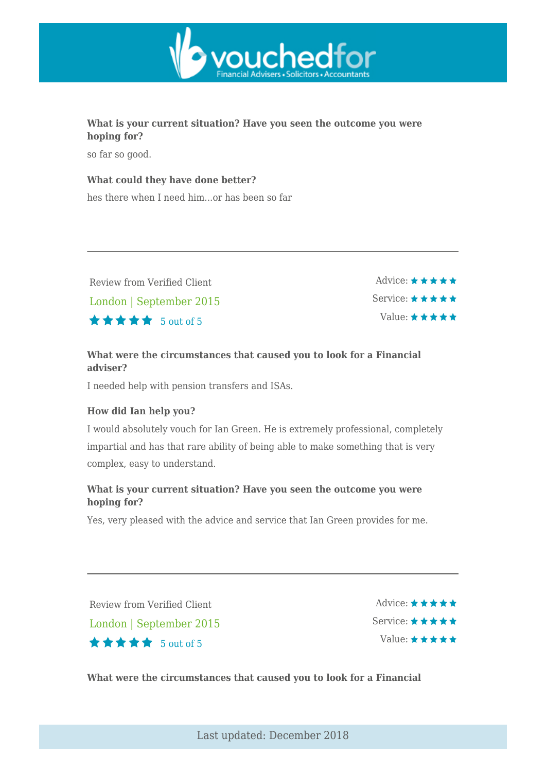**What is your current situation? Have you seen the outcome you were hoping for?**

so far so good.

**What could they have done better?**

hes there when I need him...or has been so far

---

Review from Verified Client

London | September 2015

★★★★★ 5 out of 5

Advice: ★★★★★

Service: ★★★★★

Value: ★★★★★

**What were the circumstances that caused you to look for a Financial adviser?**

I needed help with pension transfers and ISAs.

**How did Ian help you?**

I would absolutely vouch for Ian Green. He is extremely professional, completely impartial and has that rare ability of being able to make something that is very complex, easy to understand.

**What is your current situation? Have you seen the outcome you were hoping for?**

Yes, very pleased with the advice and service that Ian Green provides for me.

---

Review from Verified Client

London | September 2015

★★★★★ 5 out of 5

Advice: ★★★★★

Service: ★★★★★

Value: ★★★★★

**What were the circumstances that caused you to look for a Financial**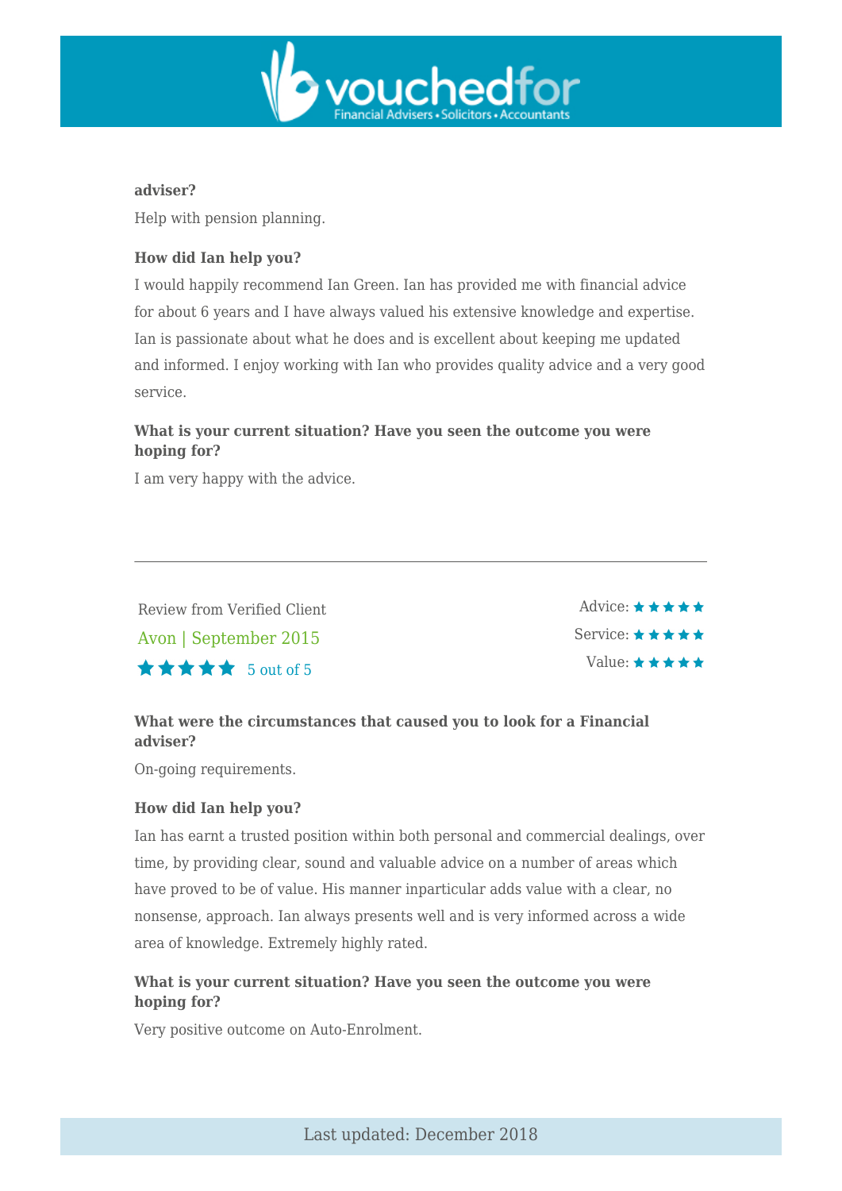**adviser?**

Help with pension planning.

**How did Ian help you?**

I would happily recommend Ian Green. Ian has provided me with financial advice for about 6 years and I have always valued his extensive knowledge and expertise. Ian is passionate about what he does and is excellent about keeping me updated and informed. I enjoy working with Ian who provides quality advice and a very good service.

**What is your current situation? Have you seen the outcome you were hoping for?**

I am very happy with the advice.

---

Review from Verified Client

Avon | September 2015

★★★★★ 5 out of 5

Advice: ★★★★★

Service: ★★★★★

Value: ★★★★★

**What were the circumstances that caused you to look for a Financial adviser?**

On-going requirements.

**How did Ian help you?**

Ian has earnt a trusted position within both personal and commercial dealings, over time, by providing clear, sound and valuable advice on a number of areas which have proved to be of value. His manner inparticular adds value with a clear, no nonsense, approach. Ian always presents well and is very informed across a wide area of knowledge. Extremely highly rated.

**What is your current situation? Have you seen the outcome you were hoping for?**

Very positive outcome on Auto-Enrolment.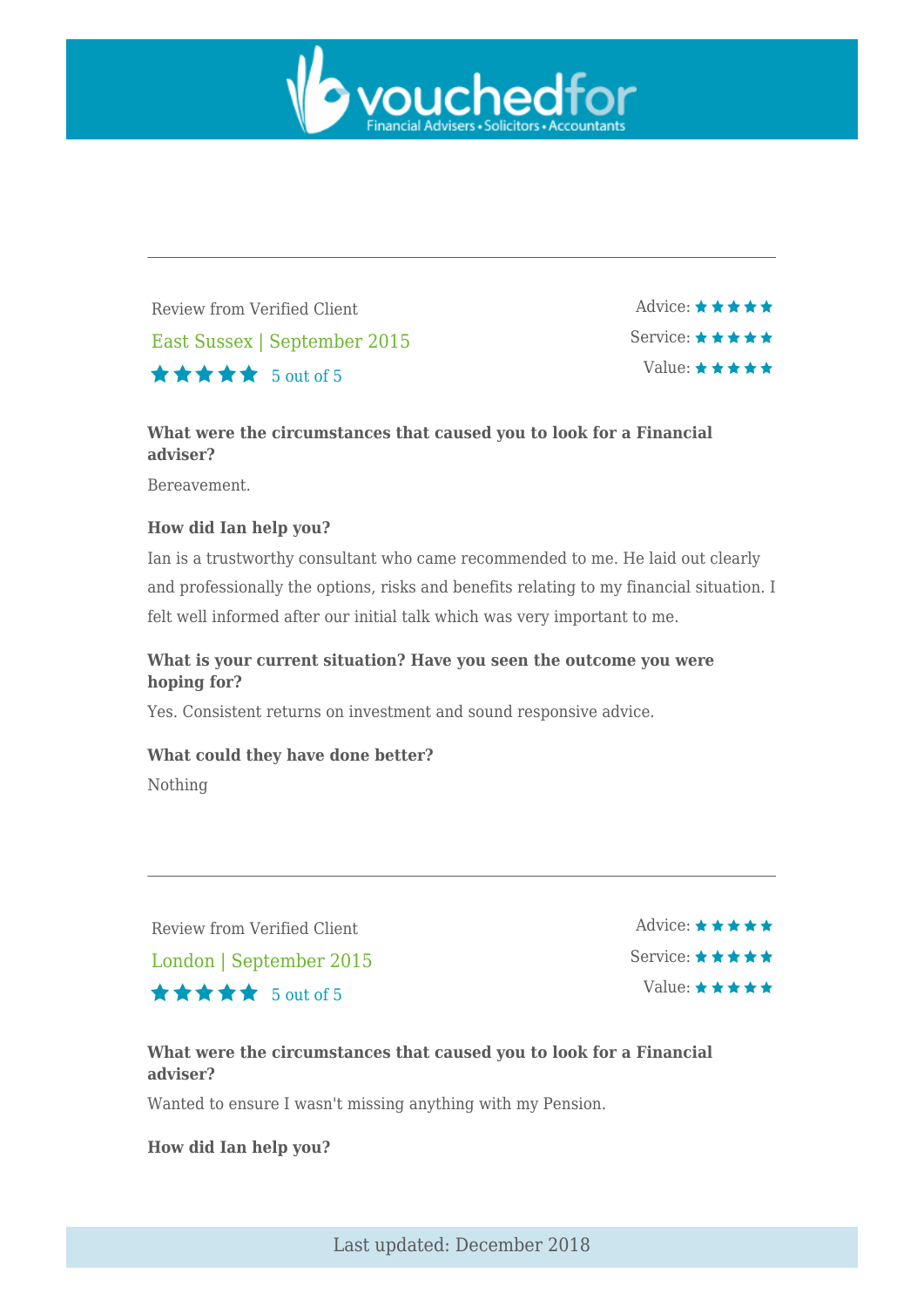---

Review from Verified Client

East Sussex | September 2015

★★★★★ 5 out of 5

Advice: ★★★★★

Service: ★★★★★

Value: ★★★★★

**What were the circumstances that caused you to look for a Financial adviser?**

Bereavement.

**How did Ian help you?**

Ian is a trustworthy consultant who came recommended to me. He laid out clearly and professionally the options, risks and benefits relating to my financial situation. I felt well informed after our initial talk which was very important to me.

**What is your current situation? Have you seen the outcome you were hoping for?**

Yes. Consistent returns on investment and sound responsive advice.

**What could they have done better?**

Nothing

---

Review from Verified Client

London | September 2015

★★★★★ 5 out of 5

Advice: ★★★★★

Service: ★★★★★

Value: ★★★★★

**What were the circumstances that caused you to look for a Financial adviser?**

Wanted to ensure I wasn't missing anything with my Pension.

**How did Ian help you?**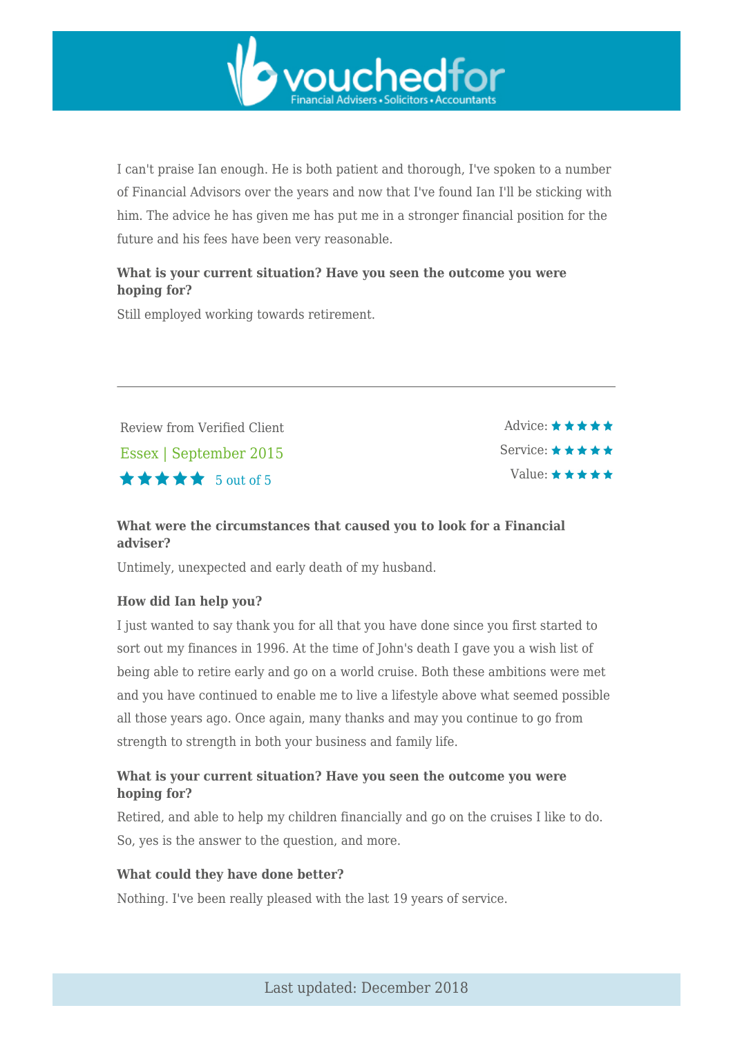I can't praise Ian enough. He is both patient and thorough, I've spoken to a number of Financial Advisors over the years and now that I've found Ian I'll be sticking with him. The advice he has given me has put me in a stronger financial position for the future and his fees have been very reasonable.

**What is your current situation? Have you seen the outcome you were hoping for?**

Still employed working towards retirement.

---

Review from Verified Client

Essex | September 2015

★★★★★ 5 out of 5

Advice: ★★★★★

Service: ★★★★★

Value: ★★★★★

**What were the circumstances that caused you to look for a Financial adviser?**

Untimely, unexpected and early death of my husband.

**How did Ian help you?**

I just wanted to say thank you for all that you have done since you first started to sort out my finances in 1996. At the time of John's death I gave you a wish list of being able to retire early and go on a world cruise. Both these ambitions were met and you have continued to enable me to live a lifestyle above what seemed possible all those years ago. Once again, many thanks and may you continue to go from strength to strength in both your business and family life.

**What is your current situation? Have you seen the outcome you were hoping for?**

Retired, and able to help my children financially and go on the cruises I like to do. So, yes is the answer to the question, and more.

**What could they have done better?**

Nothing. I've been really pleased with the last 19 years of service.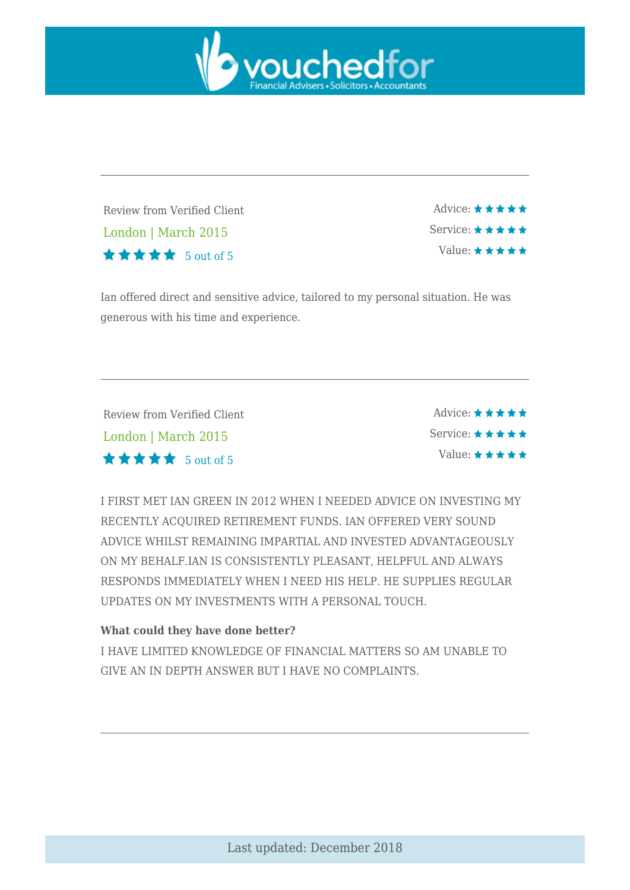---

Review from Verified Client

London | March 2015

★★★★★ 5 out of 5

Advice: ★★★★★
Service: ★★★★★
Value: ★★★★★

Ian offered direct and sensitive advice, tailored to my personal situation. He was generous with his time and experience.

---

Review from Verified Client

London | March 2015

★★★★★ 5 out of 5

Advice: ★★★★★
Service: ★★★★★
Value: ★★★★★

I FIRST MET IAN GREEN IN 2012 WHEN I NEEDED ADVICE ON INVESTING MY RECENTLY ACQUIRED RETIREMENT FUNDS. IAN OFFERED VERY SOUND ADVICE WHILST REMAINING IMPARTIAL AND INVESTED ADVANTAGEOUSLY ON MY BEHALF.IAN IS CONSISTENTLY PLEASANT, HELPFUL AND ALWAYS RESPONDS IMMEDIATELY WHEN I NEED HIS HELP. HE SUPPLIES REGULAR UPDATES ON MY INVESTMENTS WITH A PERSONAL TOUCH.

**What could they have done better?**
I HAVE LIMITED KNOWLEDGE OF FINANCIAL MATTERS SO AM UNABLE TO GIVE AN IN DEPTH ANSWER BUT I HAVE NO COMPLAINTS.

---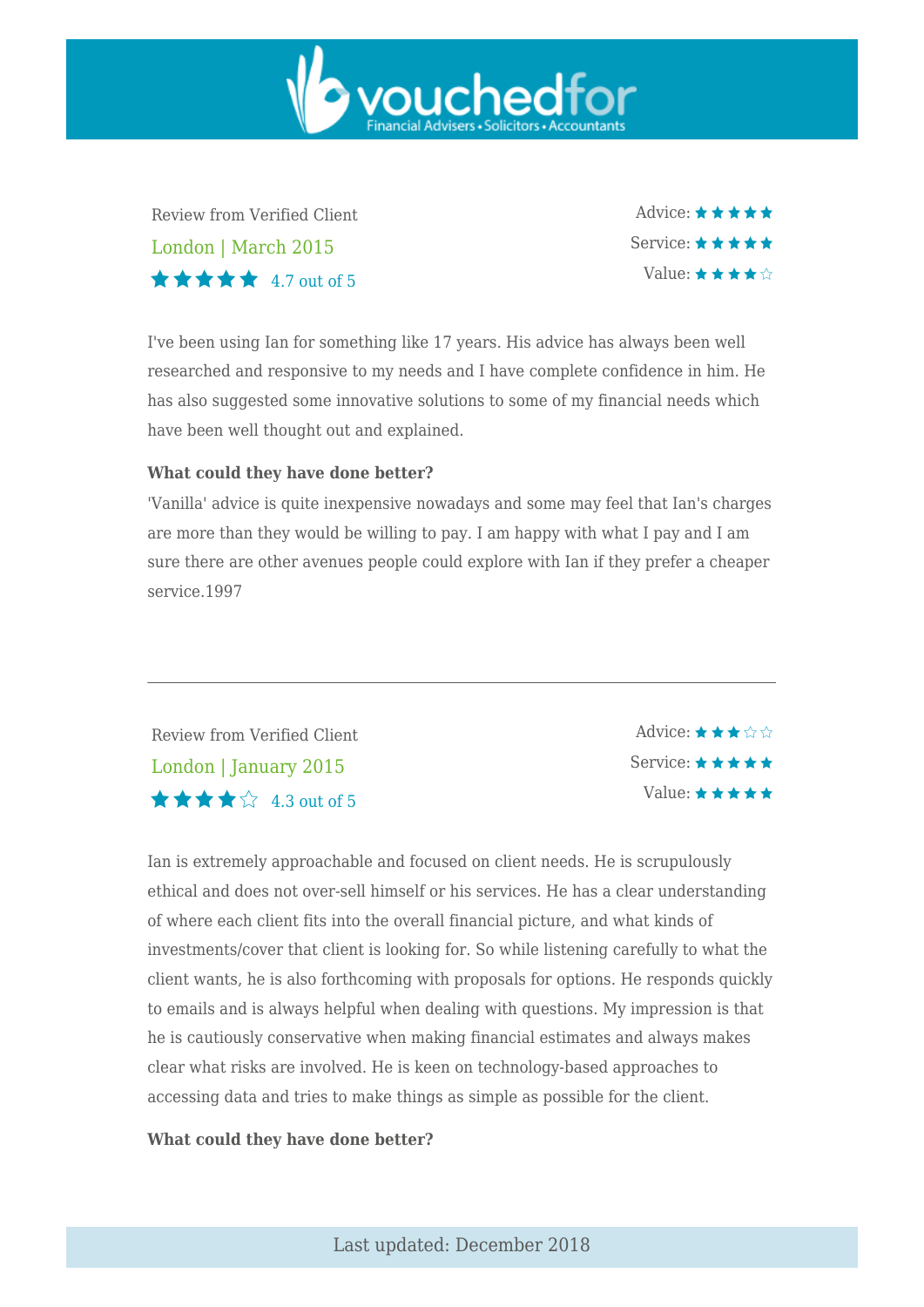Review from Verified Client

London | March 2015

★★★★★ 4.7 out of 5

Advice: ★★★★★

Service: ★★★★★

Value: ★★★★☆

I've been using Ian for something like 17 years. His advice has always been well researched and responsive to my needs and I have complete confidence in him. He has also suggested some innovative solutions to some of my financial needs which have been well thought out and explained.

**What could they have done better?**

'Vanilla' advice is quite inexpensive nowadays and some may feel that Ian's charges are more than they would be willing to pay. I am happy with what I pay and I am sure there are other avenues people could explore with Ian if they prefer a cheaper service.1997

---

Review from Verified Client

London | January 2015

★★★★☆ 4.3 out of 5

Advice: ★★★☆☆

Service: ★★★★★

Value: ★★★★★

Ian is extremely approachable and focused on client needs. He is scrupulously ethical and does not over-sell himself or his services. He has a clear understanding of where each client fits into the overall financial picture, and what kinds of investments/cover that client is looking for. So while listening carefully to what the client wants, he is also forthcoming with proposals for options. He responds quickly to emails and is always helpful when dealing with questions. My impression is that he is cautiously conservative when making financial estimates and always makes clear what risks are involved. He is keen on technology-based approaches to accessing data and tries to make things as simple as possible for the client.

**What could they have done better?**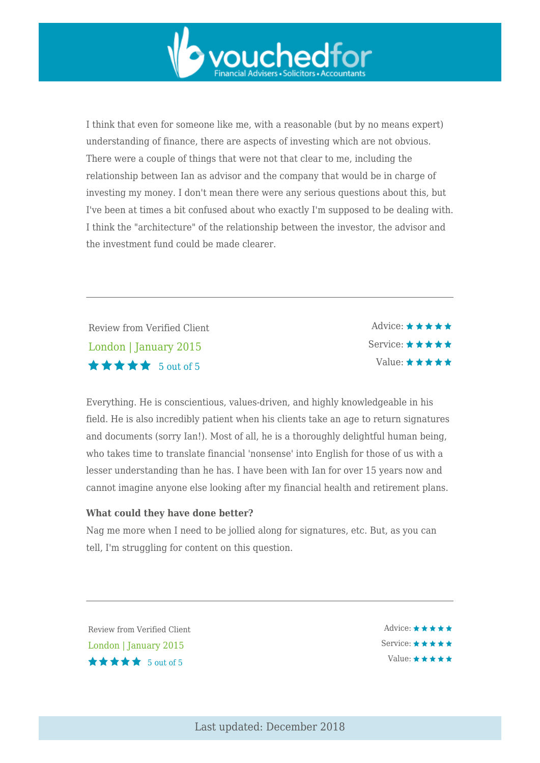I think that even for someone like me, with a reasonable (but by no means expert) understanding of finance, there are aspects of investing which are not obvious. There were a couple of things that were not that clear to me, including the relationship between Ian as advisor and the company that would be in charge of investing my money. I don't mean there were any serious questions about this, but I've been at times a bit confused about who exactly I'm supposed to be dealing with. I think the "architecture" of the relationship between the investor, the advisor and the investment fund could be made clearer.

---

Review from Verified Client

London | January 2015

★★★★★ 5 out of 5

Advice: ★★★★★
Service: ★★★★★
Value: ★★★★★

Everything. He is conscientious, values-driven, and highly knowledgeable in his field. He is also incredibly patient when his clients take an age to return signatures and documents (sorry Ian!). Most of all, he is a thoroughly delightful human being, who takes time to translate financial 'nonsense' into English for those of us with a lesser understanding than he has. I have been with Ian for over 15 years now and cannot imagine anyone else looking after my financial health and retirement plans.

**What could they have done better?**

Nag me more when I need to be jollied along for signatures, etc. But, as you can tell, I'm struggling for content on this question.

---

Review from Verified Client

London | January 2015

★★★★★ 5 out of 5

Advice: ★★★★★
Service: ★★★★★
Value: ★★★★★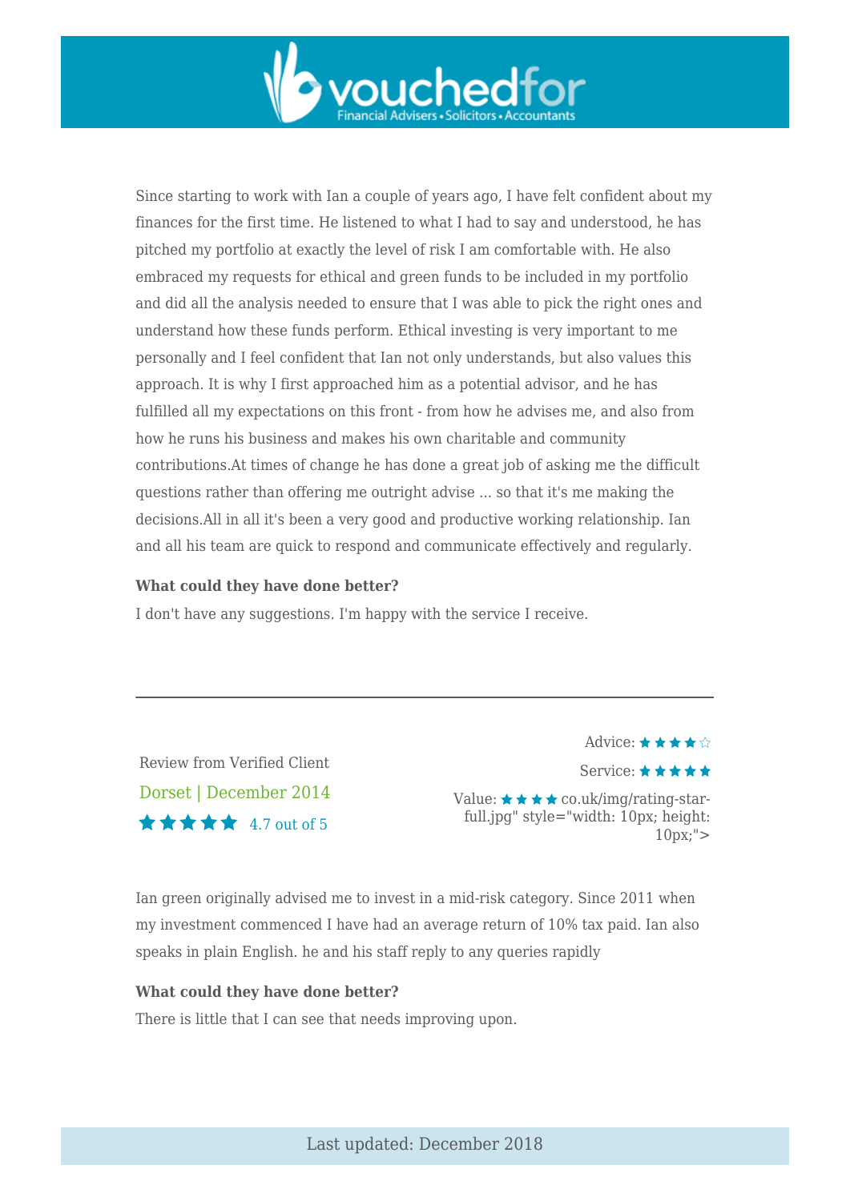Since starting to work with Ian a couple of years ago, I have felt confident about my finances for the first time. He listened to what I had to say and understood, he has pitched my portfolio at exactly the level of risk I am comfortable with. He also embraced my requests for ethical and green funds to be included in my portfolio and did all the analysis needed to ensure that I was able to pick the right ones and understand how these funds perform. Ethical investing is very important to me personally and I feel confident that Ian not only understands, but also values this approach. It is why I first approached him as a potential advisor, and he has fulfilled all my expectations on this front - from how he advises me, and also from how he runs his business and makes his own charitable and community contributions.At times of change he has done a great job of asking me the difficult questions rather than offering me outright advise ... so that it's me making the decisions.All in all it's been a very good and productive working relationship. Ian and all his team are quick to respond and communicate effectively and regularly.

**What could they have done better?**

I don't have any suggestions. I'm happy with the service I receive.

---

Review from Verified Client

Dorset | December 2014

★★★★★ 4.7 out of 5

Advice: ★★★★☆

Service: ★★★★★

Value: ★★★★ co.uk/img/rating-star-full.jpg" style="width: 10px; height: 10px;">

Ian green originally advised me to invest in a mid-risk category. Since 2011 when my investment commenced I have had an average return of 10% tax paid. Ian also speaks in plain English. he and his staff reply to any queries rapidly

**What could they have done better?**

There is little that I can see that needs improving upon.

Last updated: December 2018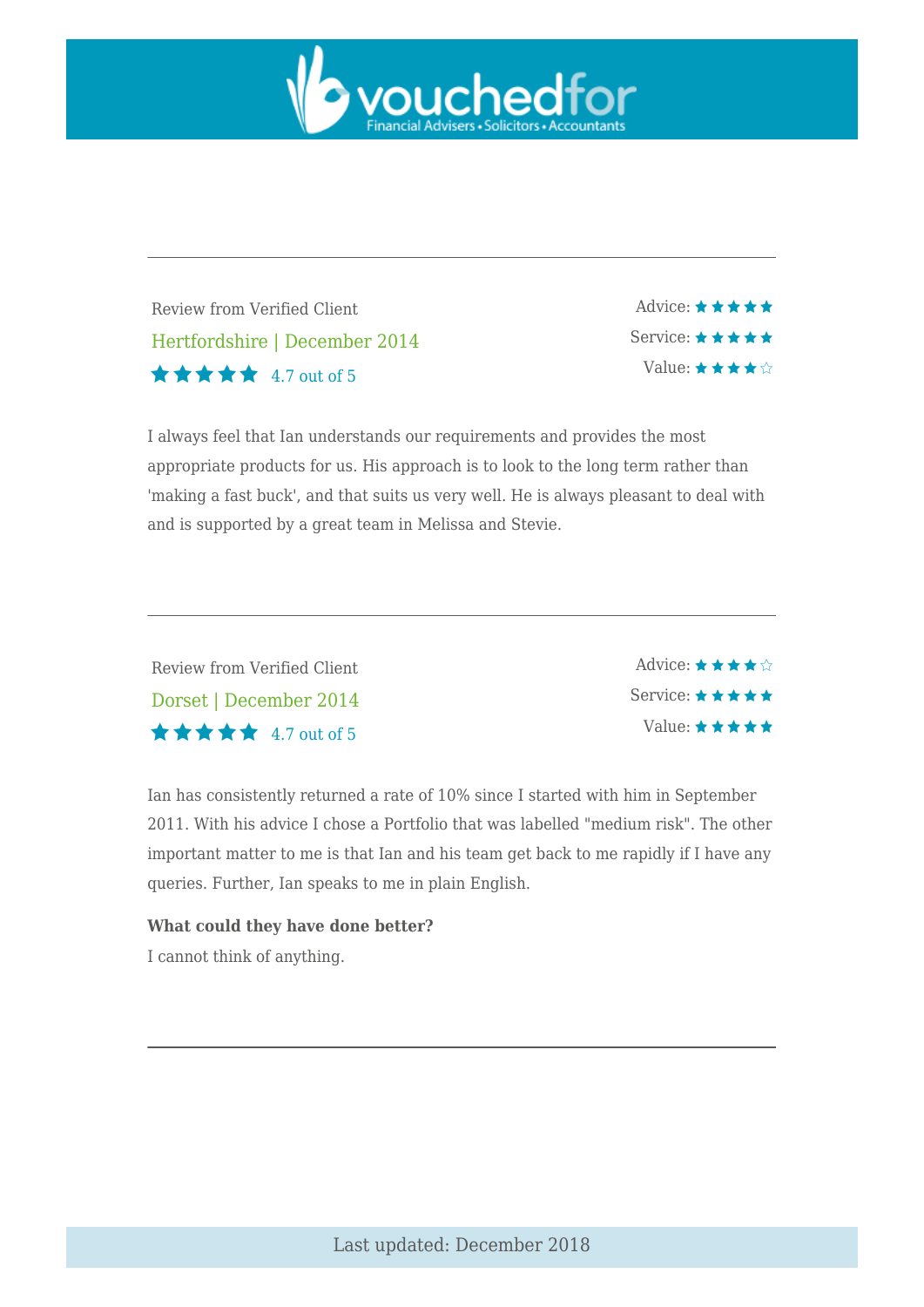Review from Verified Client

Hertfordshire | December 2014

★★★★★ 4.7 out of 5

Advice: ★★★★★

Service: ★★★★★

Value: ★★★★☆

I always feel that Ian understands our requirements and provides the most appropriate products for us. His approach is to look to the long term rather than 'making a fast buck', and that suits us very well. He is always pleasant to deal with and is supported by a great team in Melissa and Stevie.

---

Review from Verified Client

Dorset | December 2014

★★★★★ 4.7 out of 5

Advice: ★★★★☆

Service: ★★★★★

Value: ★★★★★

Ian has consistently returned a rate of 10% since I started with him in September 2011. With his advice I chose a Portfolio that was labelled "medium risk". The other important matter to me is that Ian and his team get back to me rapidly if I have any queries. Further, Ian speaks to me in plain English.

**What could they have done better?**

I cannot think of anything.

---

Last updated: December 2018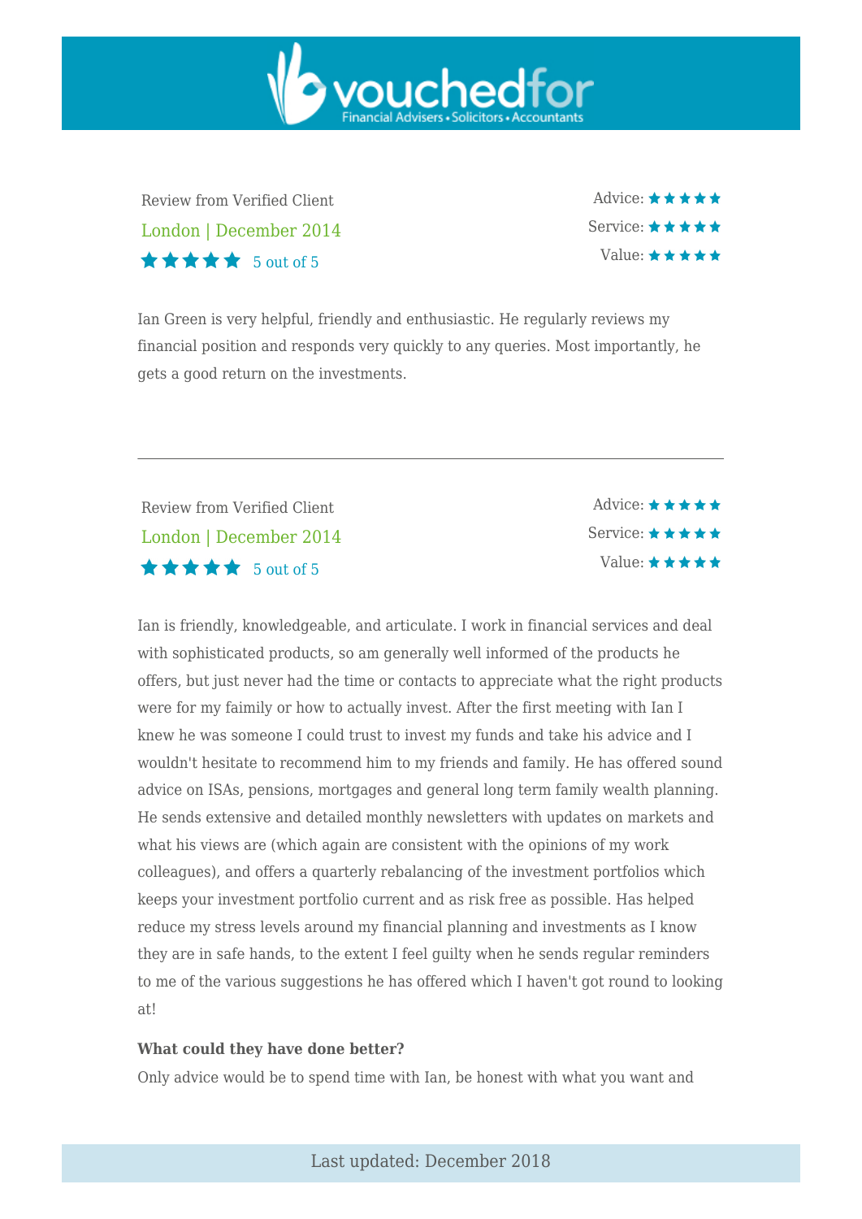Review from Verified Client

London | December 2014

★★★★★ 5 out of 5

Advice: ★★★★★
Service: ★★★★★
Value: ★★★★★

Ian Green is very helpful, friendly and enthusiastic. He regularly reviews my financial position and responds very quickly to any queries. Most importantly, he gets a good return on the investments.

---

Review from Verified Client

London | December 2014

★★★★★ 5 out of 5

Advice: ★★★★★
Service: ★★★★★
Value: ★★★★★

Ian is friendly, knowledgeable, and articulate. I work in financial services and deal with sophisticated products, so am generally well informed of the products he offers, but just never had the time or contacts to appreciate what the right products were for my faimily or how to actually invest. After the first meeting with Ian I knew he was someone I could trust to invest my funds and take his advice and I wouldn't hesitate to recommend him to my friends and family. He has offered sound advice on ISAs, pensions, mortgages and general long term family wealth planning. He sends extensive and detailed monthly newsletters with updates on markets and what his views are (which again are consistent with the opinions of my work colleagues), and offers a quarterly rebalancing of the investment portfolios which keeps your investment portfolio current and as risk free as possible. Has helped reduce my stress levels around my financial planning and investments as I know they are in safe hands, to the extent I feel guilty when he sends regular reminders to me of the various suggestions he has offered which I haven't got round to looking at!

**What could they have done better?**

Only advice would be to spend time with Ian, be honest with what you want and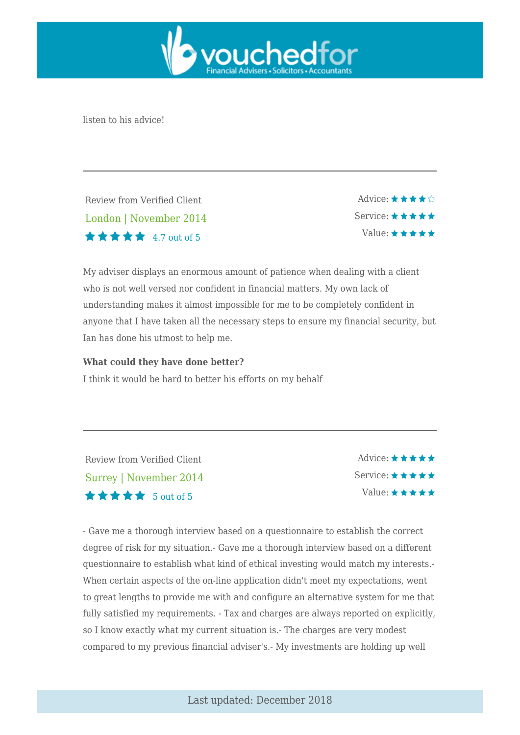listen to his advice!

---

Review from Verified Client

London | November 2014

★★★★★ 4.7 out of 5

Advice: ★★★★☆

Service: ★★★★★

Value: ★★★★★

My adviser displays an enormous amount of patience when dealing with a client who is not well versed nor confident in financial matters. My own lack of understanding makes it almost impossible for me to be completely confident in anyone that I have taken all the necessary steps to ensure my financial security, but Ian has done his utmost to help me.

**What could they have done better?**

I think it would be hard to better his efforts on my behalf

---

Review from Verified Client

Surrey | November 2014

★★★★★ 5 out of 5

Advice: ★★★★★

Service: ★★★★★

Value: ★★★★★

- Gave me a thorough interview based on a questionnaire to establish the correct degree of risk for my situation.- Gave me a thorough interview based on a different questionnaire to establish what kind of ethical investing would match my interests.- When certain aspects of the on-line application didn't meet my expectations, went to great lengths to provide me with and configure an alternative system for me that fully satisfied my requirements. - Tax and charges are always reported on explicitly, so I know exactly what my current situation is.- The charges are very modest compared to my previous financial adviser's.- My investments are holding up well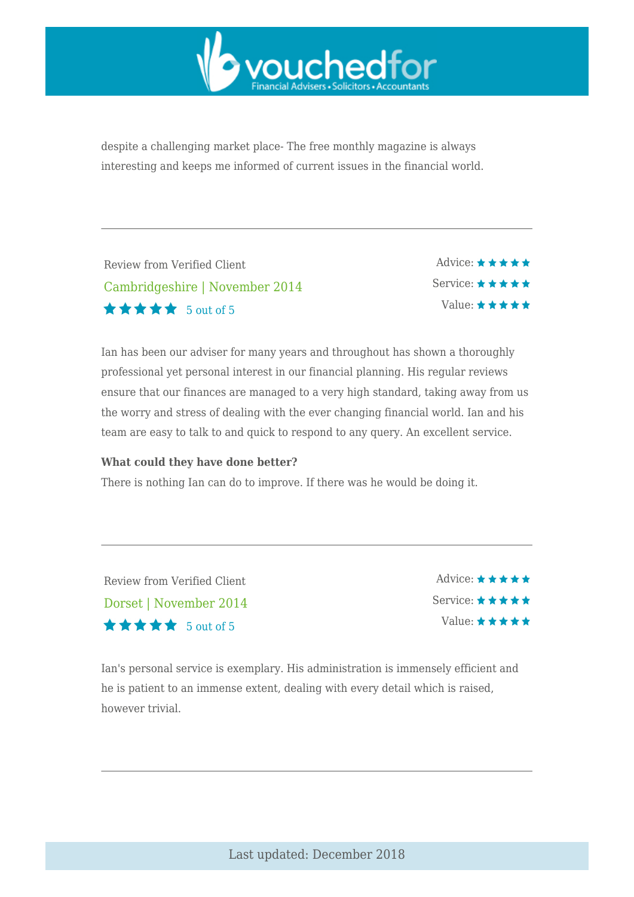despite a challenging market place- The free monthly magazine is always interesting and keeps me informed of current issues in the financial world.

---

Review from Verified Client

Cambridgeshire | November 2014

★★★★★ 5 out of 5

Advice: ★★★★★
Service: ★★★★★
Value: ★★★★★

Ian has been our adviser for many years and throughout has shown a thoroughly professional yet personal interest in our financial planning. His regular reviews ensure that our finances are managed to a very high standard, taking away from us the worry and stress of dealing with the ever changing financial world. Ian and his team are easy to talk to and quick to respond to any query. An excellent service.

**What could they have done better?**
There is nothing Ian can do to improve. If there was he would be doing it.

---

Review from Verified Client

Dorset | November 2014

★★★★★ 5 out of 5

Advice: ★★★★★
Service: ★★★★★
Value: ★★★★★

Ian's personal service is exemplary. His administration is immensely efficient and he is patient to an immense extent, dealing with every detail which is raised, however trivial.

---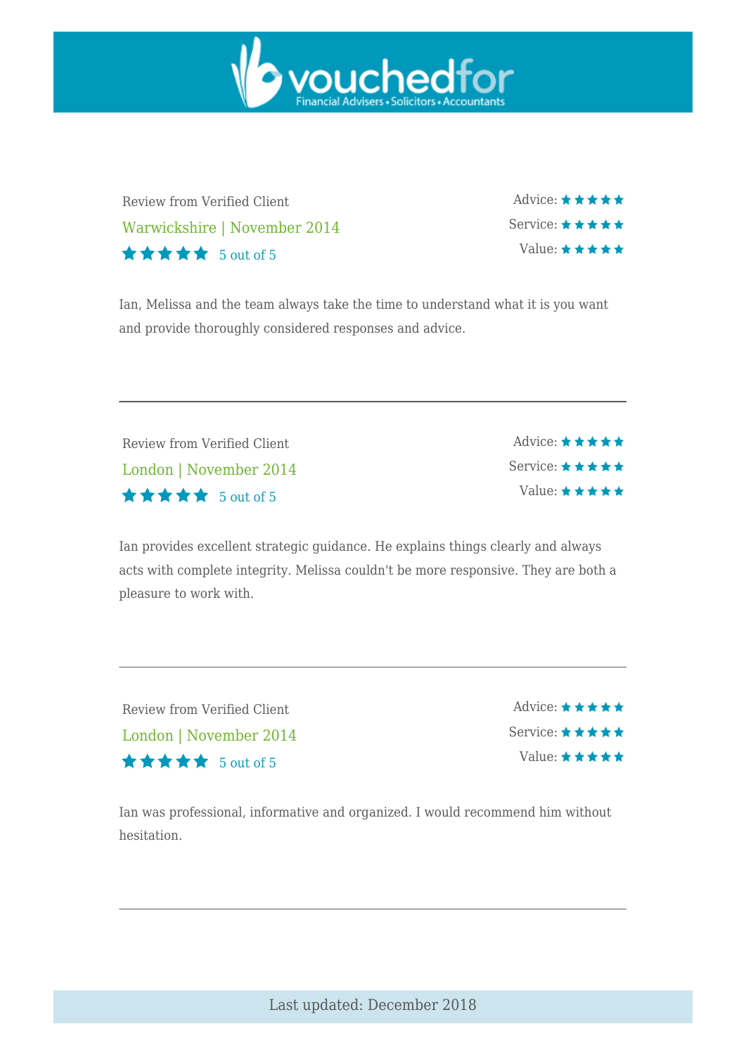Review from Verified Client

Warwickshire | November 2014

★★★★★ 5 out of 5

Advice: ★★★★★
Service: ★★★★★
Value: ★★★★★

Ian, Melissa and the team always take the time to understand what it is you want and provide thoroughly considered responses and advice.

---

Review from Verified Client

London | November 2014

★★★★★ 5 out of 5

Advice: ★★★★★
Service: ★★★★★
Value: ★★★★★

Ian provides excellent strategic guidance. He explains things clearly and always acts with complete integrity. Melissa couldn't be more responsive. They are both a pleasure to work with.

---

Review from Verified Client

London | November 2014

★★★★★ 5 out of 5

Advice: ★★★★★
Service: ★★★★★
Value: ★★★★★

Ian was professional, informative and organized. I would recommend him without hesitation.

---

Last updated: December 2018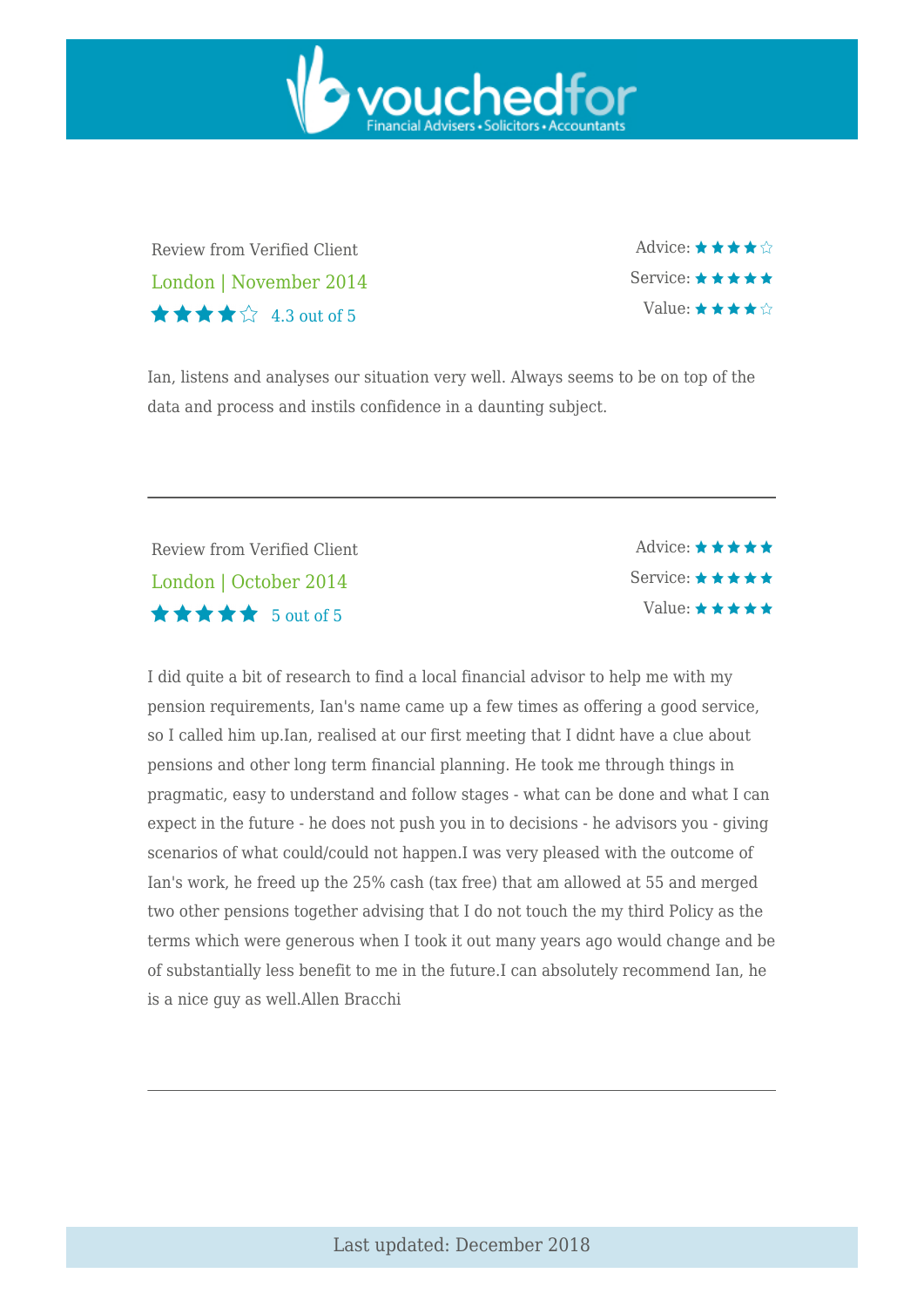Review from Verified Client

London | November 2014

★★★★☆ 4.3 out of 5

Advice: ★★★★☆
Service: ★★★★★
Value: ★★★★☆

Ian, listens and analyses our situation very well. Always seems to be on top of the data and process and instils confidence in a daunting subject.

---

Review from Verified Client

London | October 2014

★★★★★ 5 out of 5

Advice: ★★★★★
Service: ★★★★★
Value: ★★★★★

I did quite a bit of research to find a local financial advisor to help me with my pension requirements, Ian's name came up a few times as offering a good service, so I called him up.Ian, realised at our first meeting that I didnt have a clue about pensions and other long term financial planning. He took me through things in pragmatic, easy to understand and follow stages - what can be done and what I can expect in the future - he does not push you in to decisions - he advisors you - giving scenarios of what could/could not happen.I was very pleased with the outcome of Ian's work, he freed up the 25% cash (tax free) that am allowed at 55 and merged two other pensions together advising that I do not touch the my third Policy as the terms which were generous when I took it out many years ago would change and be of substantially less benefit to me in the future.I can absolutely recommend Ian, he is a nice guy as well.Allen Bracchi

---

Last updated: December 2018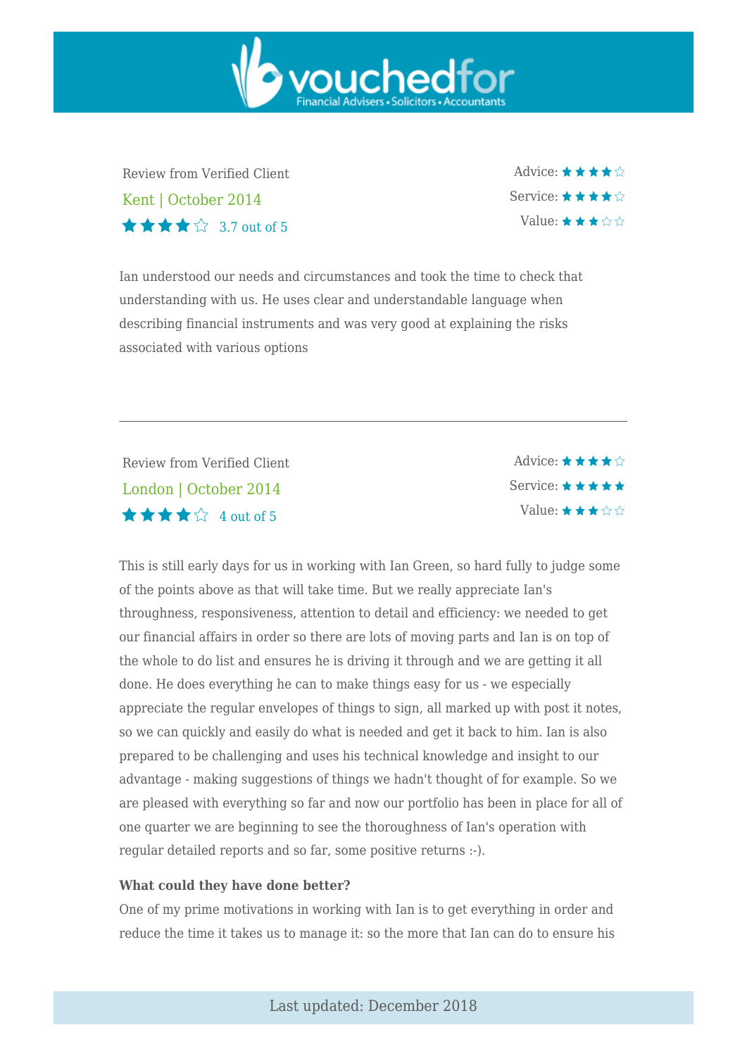Review from Verified Client

Kent | October 2014

★★★★☆ 3.7 out of 5

Advice: ★★★★☆

Service: ★★★★☆

Value: ★★★☆☆

Ian understood our needs and circumstances and took the time to check that understanding with us. He uses clear and understandable language when describing financial instruments and was very good at explaining the risks associated with various options

---

Review from Verified Client

London | October 2014

★★★★☆ 4 out of 5

Advice: ★★★★☆

Service: ★★★★★

Value: ★★★☆☆

This is still early days for us in working with Ian Green, so hard fully to judge some of the points above as that will take time. But we really appreciate Ian's throughness, responsiveness, attention to detail and efficiency: we needed to get our financial affairs in order so there are lots of moving parts and Ian is on top of the whole to do list and ensures he is driving it through and we are getting it all done. He does everything he can to make things easy for us - we especially appreciate the regular envelopes of things to sign, all marked up with post it notes, so we can quickly and easily do what is needed and get it back to him. Ian is also prepared to be challenging and uses his technical knowledge and insight to our advantage - making suggestions of things we hadn't thought of for example. So we are pleased with everything so far and now our portfolio has been in place for all of one quarter we are beginning to see the thoroughness of Ian's operation with regular detailed reports and so far, some positive returns :-).

**What could they have done better?**

One of my prime motivations in working with Ian is to get everything in order and reduce the time it takes us to manage it: so the more that Ian can do to ensure his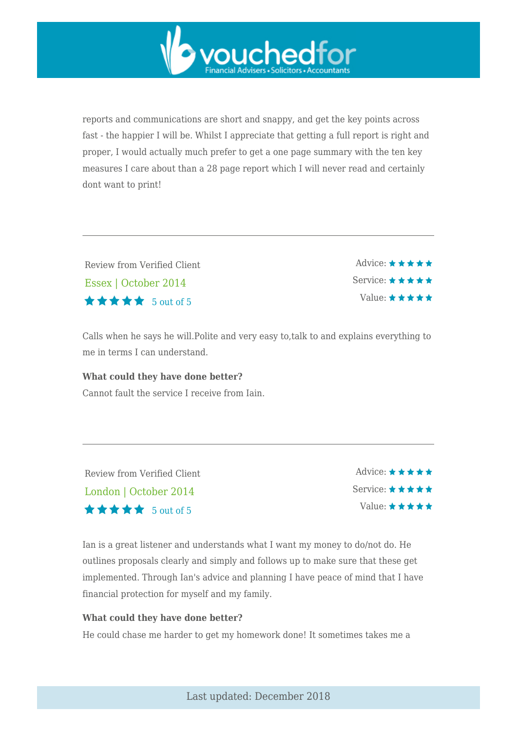reports and communications are short and snappy, and get the key points across fast - the happier I will be. Whilst I appreciate that getting a full report is right and proper, I would actually much prefer to get a one page summary with the ten key measures I care about than a 28 page report which I will never read and certainly dont want to print!

---

Review from Verified Client

Essex | October 2014

★★★★★ 5 out of 5

Advice: ★★★★★
Service: ★★★★★
Value: ★★★★★

Calls when he says he will.Polite and very easy to,talk to and explains everything to me in terms I can understand.

**What could they have done better?**

Cannot fault the service I receive from Iain.

---

Review from Verified Client

London | October 2014

★★★★★ 5 out of 5

Advice: ★★★★★
Service: ★★★★★
Value: ★★★★★

Ian is a great listener and understands what I want my money to do/not do. He outlines proposals clearly and simply and follows up to make sure that these get implemented. Through Ian's advice and planning I have peace of mind that I have financial protection for myself and my family.

**What could they have done better?**

He could chase me harder to get my homework done! It sometimes takes me a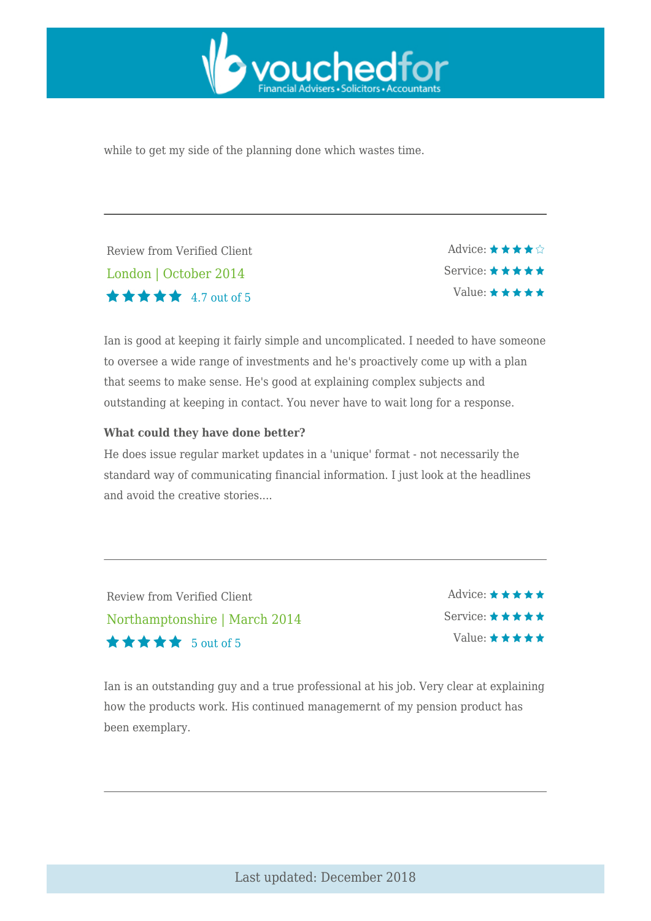while to get my side of the planning done which wastes time.

---

Review from Verified Client

London | October 2014

★★★★★ 4.7 out of 5

Advice: ★★★★☆
Service: ★★★★★
Value: ★★★★★

Ian is good at keeping it fairly simple and uncomplicated. I needed to have someone to oversee a wide range of investments and he's proactively come up with a plan that seems to make sense. He's good at explaining complex subjects and outstanding at keeping in contact. You never have to wait long for a response.

**What could they have done better?**

He does issue regular market updates in a 'unique' format - not necessarily the standard way of communicating financial information. I just look at the headlines and avoid the creative stories....

---

Review from Verified Client

Northamptonshire | March 2014

★★★★★ 5 out of 5

Advice: ★★★★★
Service: ★★★★★
Value: ★★★★★

Ian is an outstanding guy and a true professional at his job. Very clear at explaining how the products work. His continued managemernt of my pension product has been exemplary.

---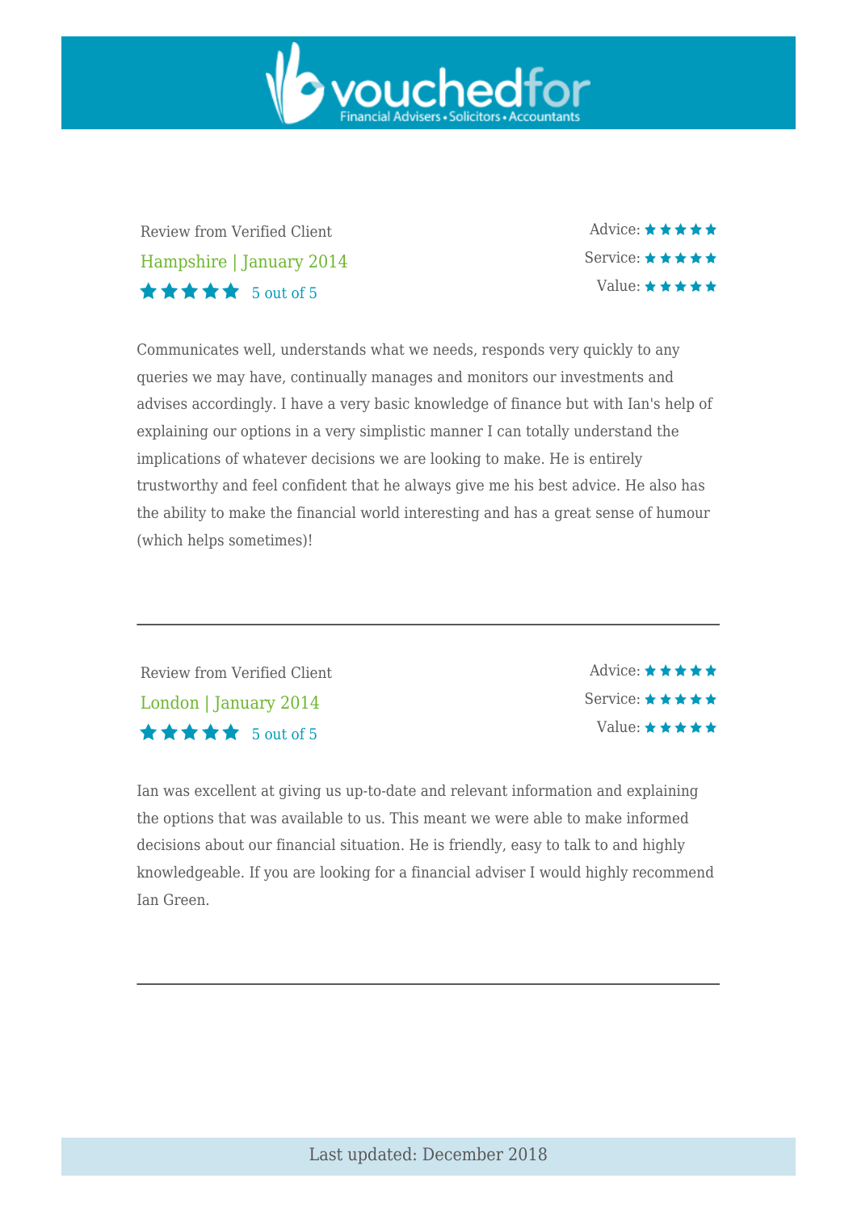Review from Verified Client

Hampshire | January 2014

★★★★★ 5 out of 5

Advice: ★★★★★
Service: ★★★★★
Value: ★★★★★

Communicates well, understands what we needs, responds very quickly to any queries we may have, continually manages and monitors our investments and advises accordingly. I have a very basic knowledge of finance but with Ian's help of explaining our options in a very simplistic manner I can totally understand the implications of whatever decisions we are looking to make. He is entirely trustworthy and feel confident that he always give me his best advice. He also has the ability to make the financial world interesting and has a great sense of humour (which helps sometimes)!

---

Review from Verified Client

London | January 2014

★★★★★ 5 out of 5

Advice: ★★★★★
Service: ★★★★★
Value: ★★★★★

Ian was excellent at giving us up-to-date and relevant information and explaining the options that was available to us. This meant we were able to make informed decisions about our financial situation. He is friendly, easy to talk to and highly knowledgeable. If you are looking for a financial adviser I would highly recommend Ian Green.

---

Last updated: December 2018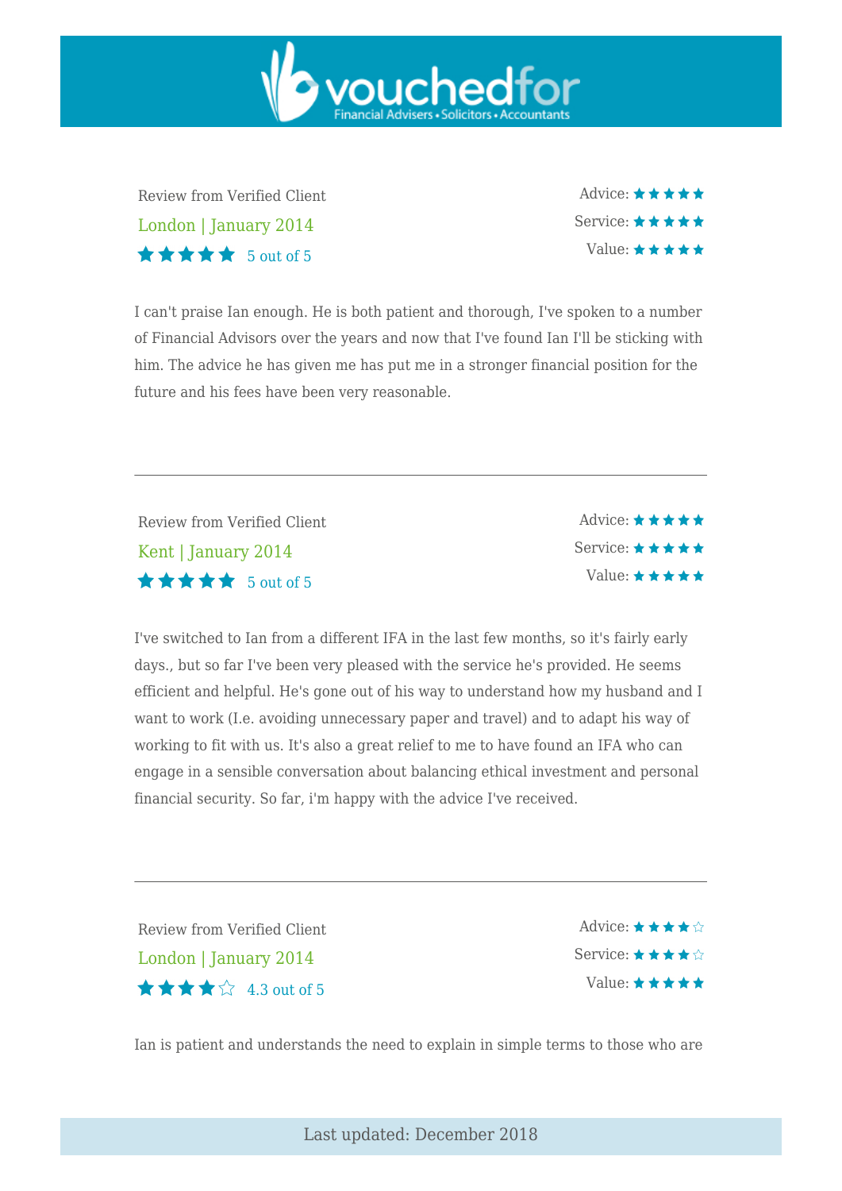Review from Verified Client

London | January 2014

★★★★★ 5 out of 5

Advice: ★★★★★
Service: ★★★★★
Value: ★★★★★

I can't praise Ian enough. He is both patient and thorough, I've spoken to a number of Financial Advisors over the years and now that I've found Ian I'll be sticking with him. The advice he has given me has put me in a stronger financial position for the future and his fees have been very reasonable.

---

Review from Verified Client

Kent | January 2014

★★★★★ 5 out of 5

Advice: ★★★★★
Service: ★★★★★
Value: ★★★★★

I've switched to Ian from a different IFA in the last few months, so it's fairly early days., but so far I've been very pleased with the service he's provided. He seems efficient and helpful. He's gone out of his way to understand how my husband and I want to work (I.e. avoiding unnecessary paper and travel) and to adapt his way of working to fit with us. It's also a great relief to me to have found an IFA who can engage in a sensible conversation about balancing ethical investment and personal financial security. So far, i'm happy with the advice I've received.

---

Review from Verified Client

London | January 2014

★★★★☆ 4.3 out of 5

Advice: ★★★★☆
Service: ★★★★☆
Value: ★★★★★

Ian is patient and understands the need to explain in simple terms to those who are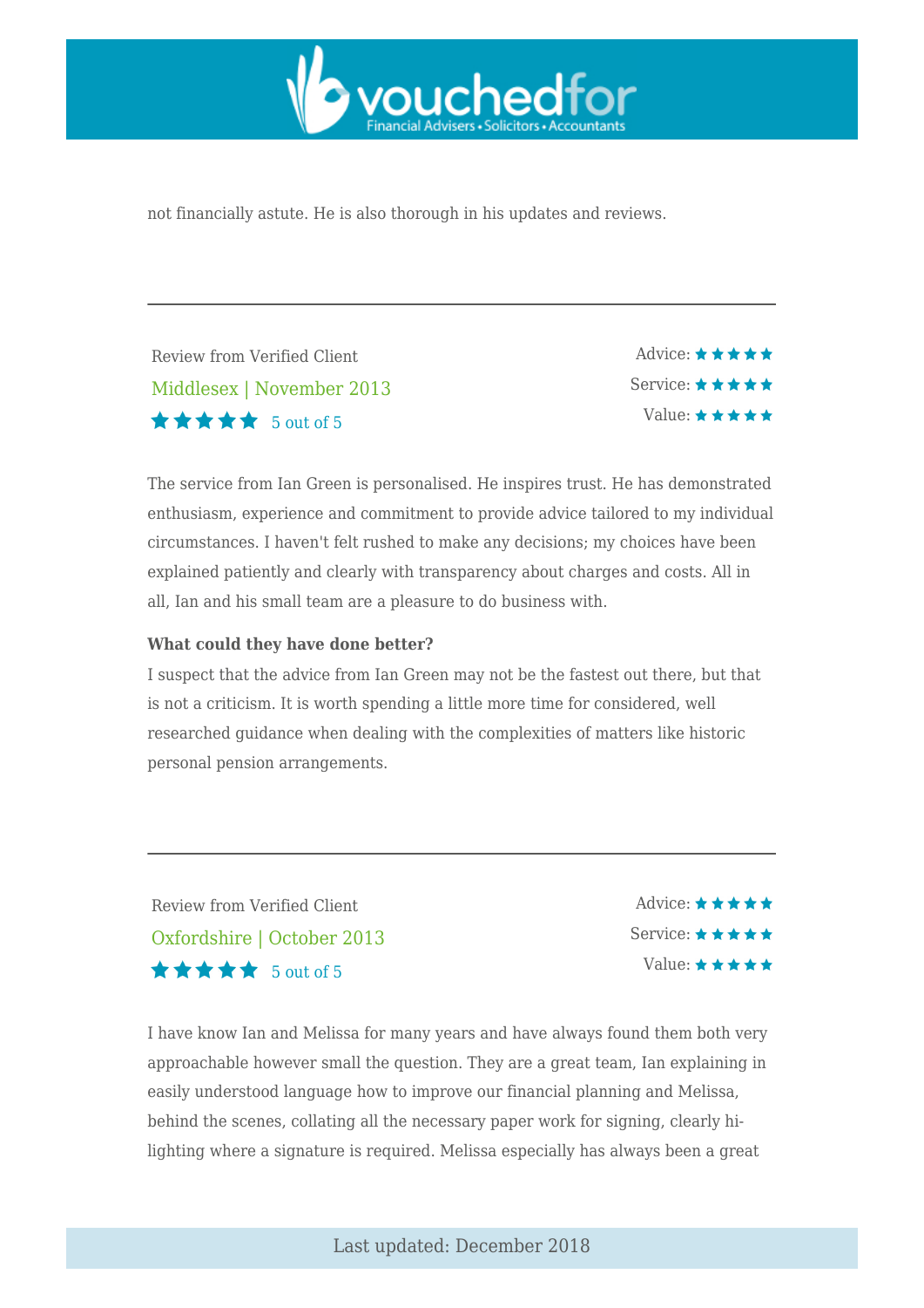not financially astute. He is also thorough in his updates and reviews.

---

Review from Verified Client

Middlesex | November 2013

★★★★★ 5 out of 5

Advice: ★★★★★
Service: ★★★★★
Value: ★★★★★

The service from Ian Green is personalised. He inspires trust. He has demonstrated enthusiasm, experience and commitment to provide advice tailored to my individual circumstances. I haven't felt rushed to make any decisions; my choices have been explained patiently and clearly with transparency about charges and costs. All in all, Ian and his small team are a pleasure to do business with.

**What could they have done better?**

I suspect that the advice from Ian Green may not be the fastest out there, but that is not a criticism. It is worth spending a little more time for considered, well researched guidance when dealing with the complexities of matters like historic personal pension arrangements.

---

Review from Verified Client

Oxfordshire | October 2013

★★★★★ 5 out of 5

Advice: ★★★★★
Service: ★★★★★
Value: ★★★★★

I have know Ian and Melissa for many years and have always found them both very approachable however small the question. They are a great team, Ian explaining in easily understood language how to improve our financial planning and Melissa, behind the scenes, collating all the necessary paper work for signing, clearly hi-lighting where a signature is required. Melissa especially has always been a great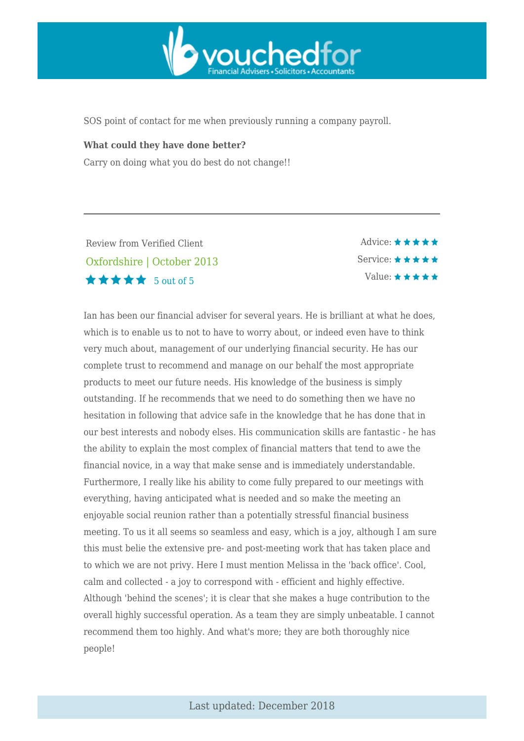SOS point of contact for me when previously running a company payroll.

**What could they have done better?**

Carry on doing what you do best do not change!!

---

Review from Verified Client

Oxfordshire | October 2013

★★★★★ 5 out of 5

Advice: ★★★★★

Service: ★★★★★

Value: ★★★★★

Ian has been our financial adviser for several years. He is brilliant at what he does, which is to enable us to not to have to worry about, or indeed even have to think very much about, management of our underlying financial security. He has our complete trust to recommend and manage on our behalf the most appropriate products to meet our future needs. His knowledge of the business is simply outstanding. If he recommends that we need to do something then we have no hesitation in following that advice safe in the knowledge that he has done that in our best interests and nobody elses. His communication skills are fantastic - he has the ability to explain the most complex of financial matters that tend to awe the financial novice, in a way that make sense and is immediately understandable. Furthermore, I really like his ability to come fully prepared to our meetings with everything, having anticipated what is needed and so make the meeting an enjoyable social reunion rather than a potentially stressful financial business meeting. To us it all seems so seamless and easy, which is a joy, although I am sure this must belie the extensive pre- and post-meeting work that has taken place and to which we are not privy. Here I must mention Melissa in the 'back office'. Cool, calm and collected - a joy to correspond with - efficient and highly effective. Although 'behind the scenes'; it is clear that she makes a huge contribution to the overall highly successful operation. As a team they are simply unbeatable. I cannot recommend them too highly. And what's more; they are both thoroughly nice people!

Last updated: December 2018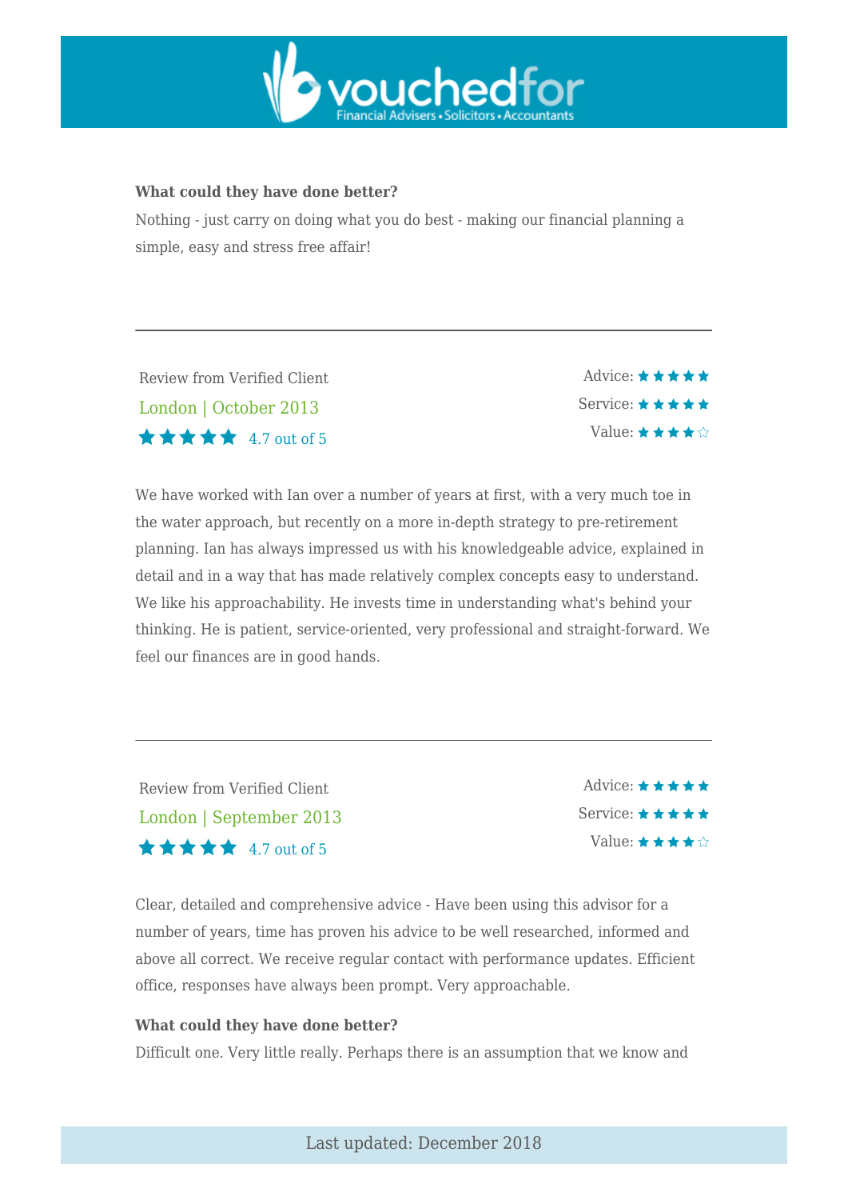**What could they have done better?**

Nothing - just carry on doing what you do best - making our financial planning a simple, easy and stress free affair!

---

Review from Verified Client

London | October 2013

★★★★★ 4.7 out of 5

Advice: ★★★★★

Service: ★★★★★

Value: ★★★★☆

We have worked with Ian over a number of years at first, with a very much toe in the water approach, but recently on a more in-depth strategy to pre-retirement planning. Ian has always impressed us with his knowledgeable advice, explained in detail and in a way that has made relatively complex concepts easy to understand. We like his approachability. He invests time in understanding what's behind your thinking. He is patient, service-oriented, very professional and straight-forward. We feel our finances are in good hands.

---

Review from Verified Client

London | September 2013

★★★★★ 4.7 out of 5

Advice: ★★★★★

Service: ★★★★★

Value: ★★★★☆

Clear, detailed and comprehensive advice - Have been using this advisor for a number of years, time has proven his advice to be well researched, informed and above all correct. We receive regular contact with performance updates. Efficient office, responses have always been prompt. Very approachable.

**What could they have done better?**

Difficult one. Very little really. Perhaps there is an assumption that we know and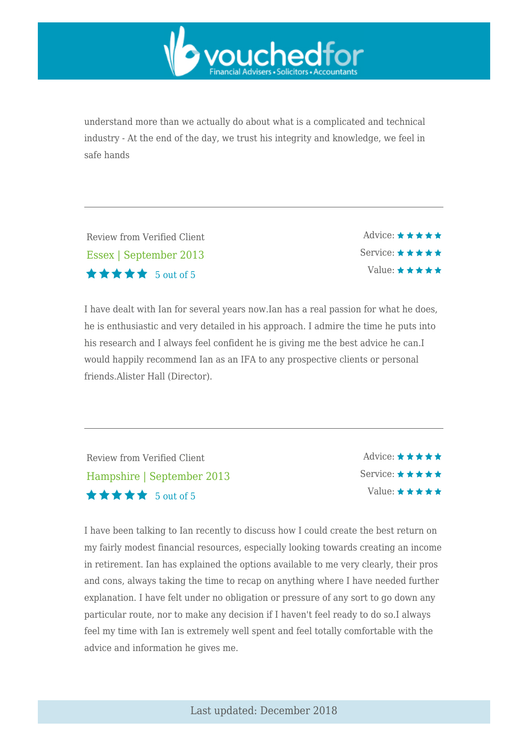understand more than we actually do about what is a complicated and technical industry - At the end of the day, we trust his integrity and knowledge, we feel in safe hands

---

Review from Verified Client

Essex | September 2013

★★★★★ 5 out of 5

Advice: ★★★★★
Service: ★★★★★
Value: ★★★★★

I have dealt with Ian for several years now.Ian has a real passion for what he does, he is enthusiastic and very detailed in his approach. I admire the time he puts into his research and I always feel confident he is giving me the best advice he can.I would happily recommend Ian as an IFA to any prospective clients or personal friends.Alister Hall (Director).

---

Review from Verified Client

Hampshire | September 2013

★★★★★ 5 out of 5

Advice: ★★★★★
Service: ★★★★★
Value: ★★★★★

I have been talking to Ian recently to discuss how I could create the best return on my fairly modest financial resources, especially looking towards creating an income in retirement. Ian has explained the options available to me very clearly, their pros and cons, always taking the time to recap on anything where I have needed further explanation. I have felt under no obligation or pressure of any sort to go down any particular route, nor to make any decision if I haven't feel ready to do so.I always feel my time with Ian is extremely well spent and feel totally comfortable with the advice and information he gives me.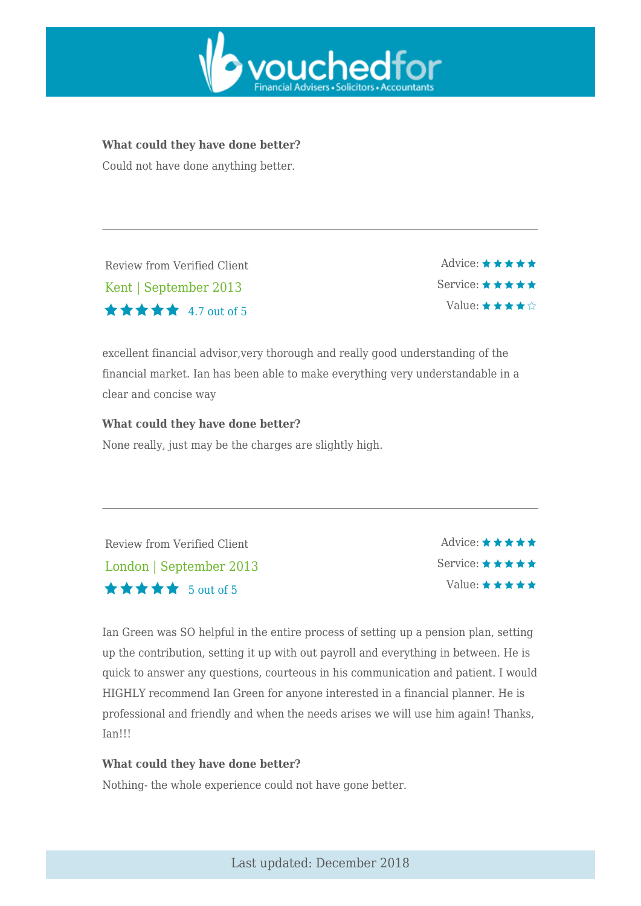**What could they have done better?**

Could not have done anything better.

---

Review from Verified Client

Kent | September 2013

★★★★★ 4.7 out of 5

Advice: ★★★★★
Service: ★★★★★
Value: ★★★★☆

excellent financial advisor,very thorough and really good understanding of the financial market. Ian has been able to make everything very understandable in a clear and concise way

**What could they have done better?**

None really, just may be the charges are slightly high.

---

Review from Verified Client

London | September 2013

★★★★★ 5 out of 5

Advice: ★★★★★
Service: ★★★★★
Value: ★★★★★

Ian Green was SO helpful in the entire process of setting up a pension plan, setting up the contribution, setting it up with out payroll and everything in between. He is quick to answer any questions, courteous in his communication and patient. I would HIGHLY recommend Ian Green for anyone interested in a financial planner. He is professional and friendly and when the needs arises we will use him again! Thanks, Ian!!!

**What could they have done better?**

Nothing- the whole experience could not have gone better.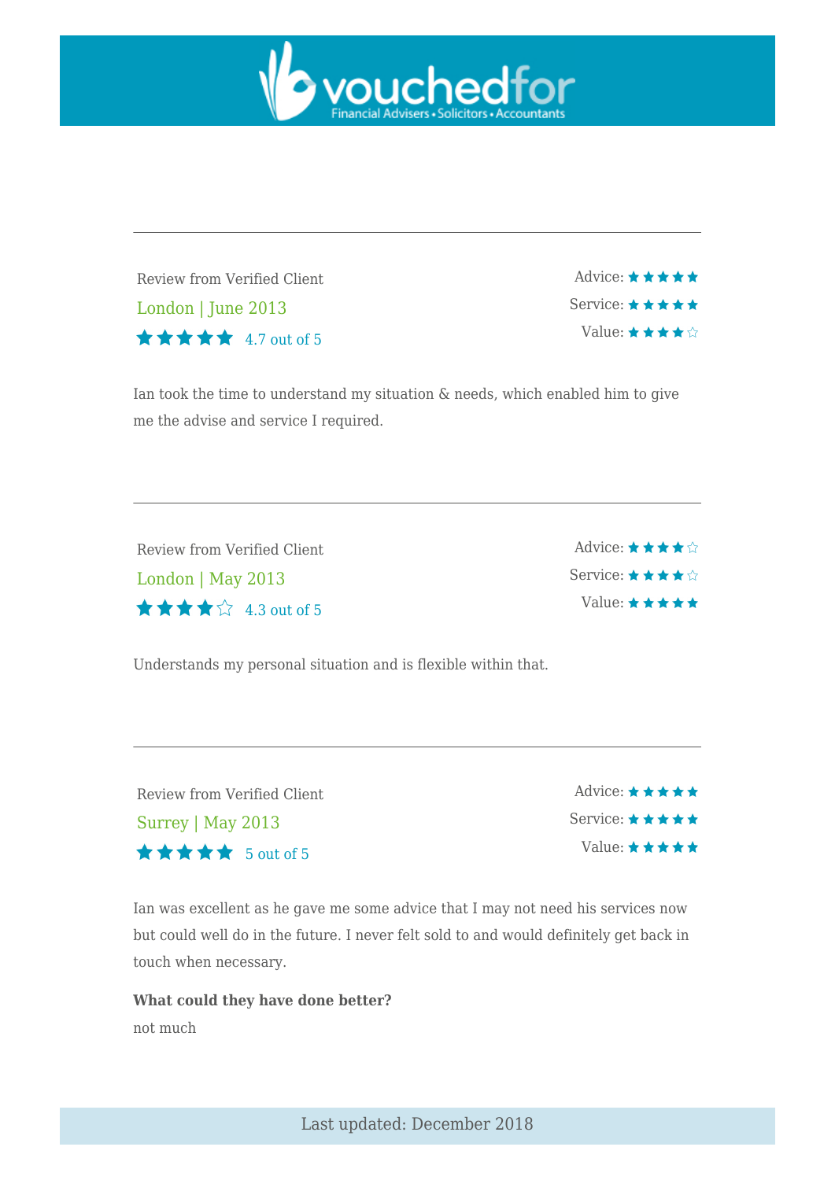Review from Verified Client

London | June 2013

★★★★★ 4.7 out of 5

Advice: ★★★★★
Service: ★★★★★
Value: ★★★★☆

Ian took the time to understand my situation & needs, which enabled him to give me the advise and service I required.

---

Review from Verified Client

London | May 2013

★★★★☆ 4.3 out of 5

Advice: ★★★★☆
Service: ★★★★☆
Value: ★★★★★

Understands my personal situation and is flexible within that.

---

Review from Verified Client

Surrey | May 2013

★★★★★ 5 out of 5

Advice: ★★★★★
Service: ★★★★★
Value: ★★★★★

Ian was excellent as he gave me some advice that I may not need his services now but could well do in the future. I never felt sold to and would definitely get back in touch when necessary.

**What could they have done better?**

not much

Last updated: December 2018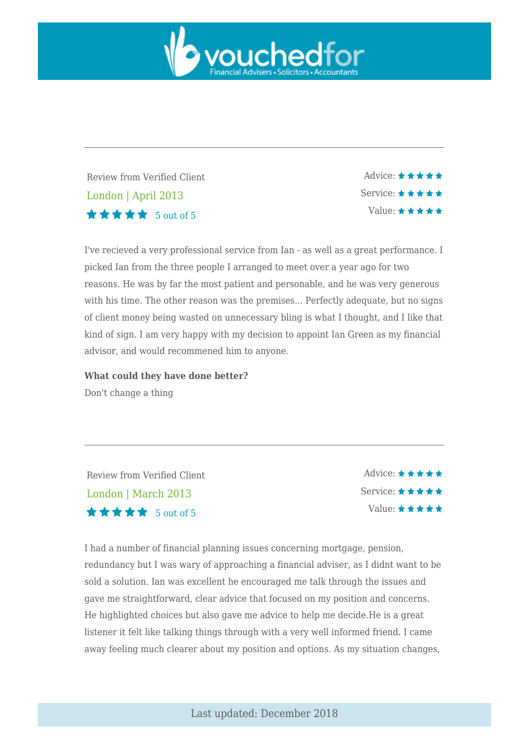---

Review from Verified Client

London | April 2013

★★★★★ 5 out of 5

Advice: ★★★★★
Service: ★★★★★
Value: ★★★★★

I've recieved a very professional service from Ian - as well as a great performance. I picked Ian from the three people I arranged to meet over a year ago for two reasons. He was by far the most patient and personable, and he was very generous with his time. The other reason was the premises... Perfectly adequate, but no signs of client money being wasted on unnecessary bling is what I thought, and I like that kind of sign. I am very happy with my decision to appoint Ian Green as my financial advisor, and would recommened him to anyone.

**What could they have done better?**

Don't change a thing

---

Review from Verified Client

London | March 2013

★★★★★ 5 out of 5

Advice: ★★★★★
Service: ★★★★★
Value: ★★★★★

I had a number of financial planning issues concerning mortgage, pension, redundancy but I was wary of approaching a financial adviser, as I didnt want to be sold a solution. Ian was excellent he encouraged me talk through the issues and gave me straightforward, clear advice that focused on my position and concerns. He highlighted choices but also gave me advice to help me decide.He is a great listener it felt like talking things through with a very well informed friend. I came away feeling much clearer about my position and options. As my situation changes,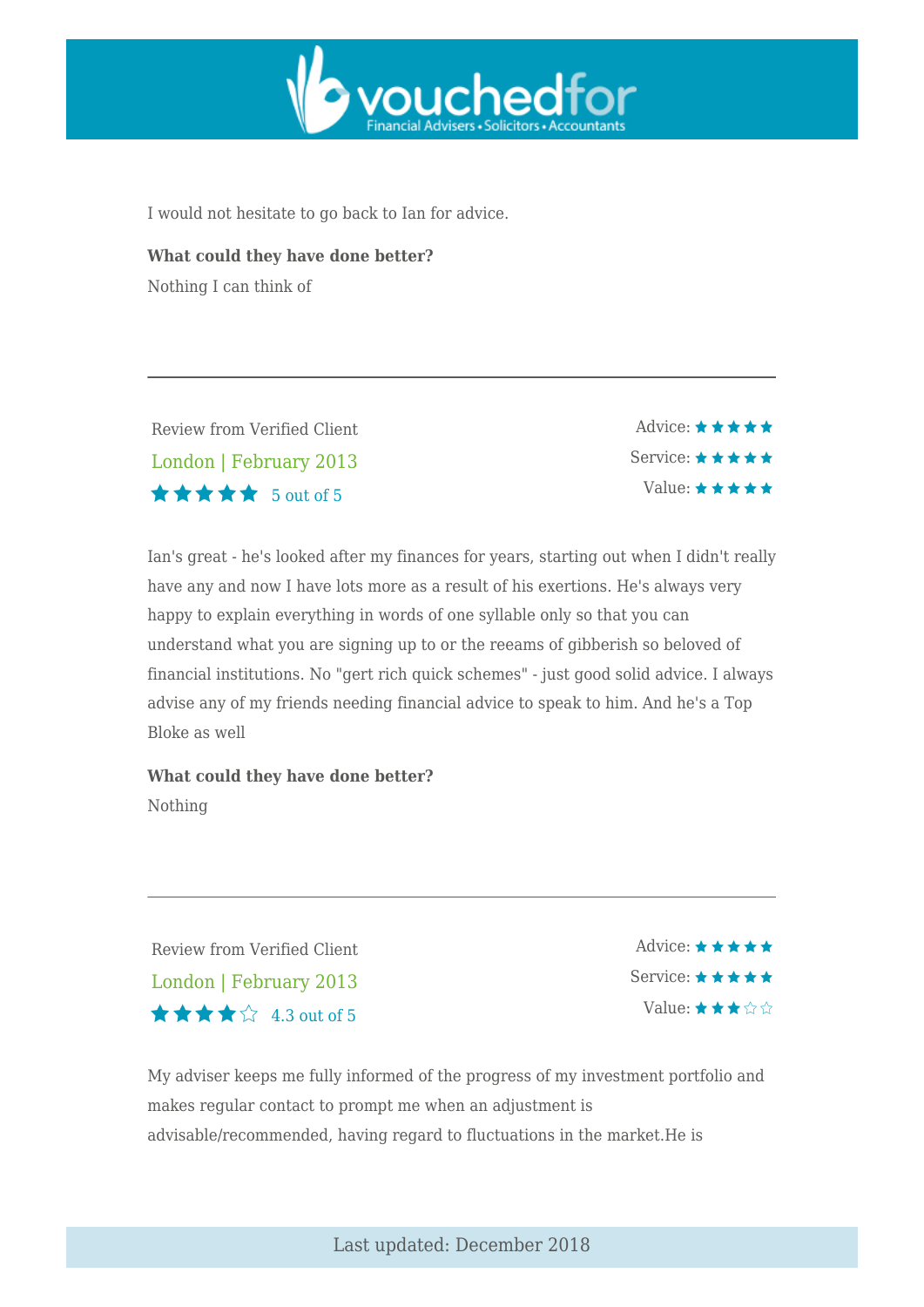I would not hesitate to go back to Ian for advice.

**What could they have done better?**

Nothing I can think of

---

Review from Verified Client

London | February 2013

★★★★★ 5 out of 5

Advice: ★★★★★
Service: ★★★★★
Value: ★★★★★

Ian's great - he's looked after my finances for years, starting out when I didn't really have any and now I have lots more as a result of his exertions. He's always very happy to explain everything in words of one syllable only so that you can understand what you are signing up to or the reeams of gibberish so beloved of financial institutions. No "gert rich quick schemes" - just good solid advice. I always advise any of my friends needing financial advice to speak to him. And he's a Top Bloke as well

**What could they have done better?**

Nothing

---

Review from Verified Client

London | February 2013

★★★★☆ 4.3 out of 5

Advice: ★★★★★
Service: ★★★★★
Value: ★★★☆☆

My adviser keeps me fully informed of the progress of my investment portfolio and makes regular contact to prompt me when an adjustment is advisable/recommended, having regard to fluctuations in the market.He is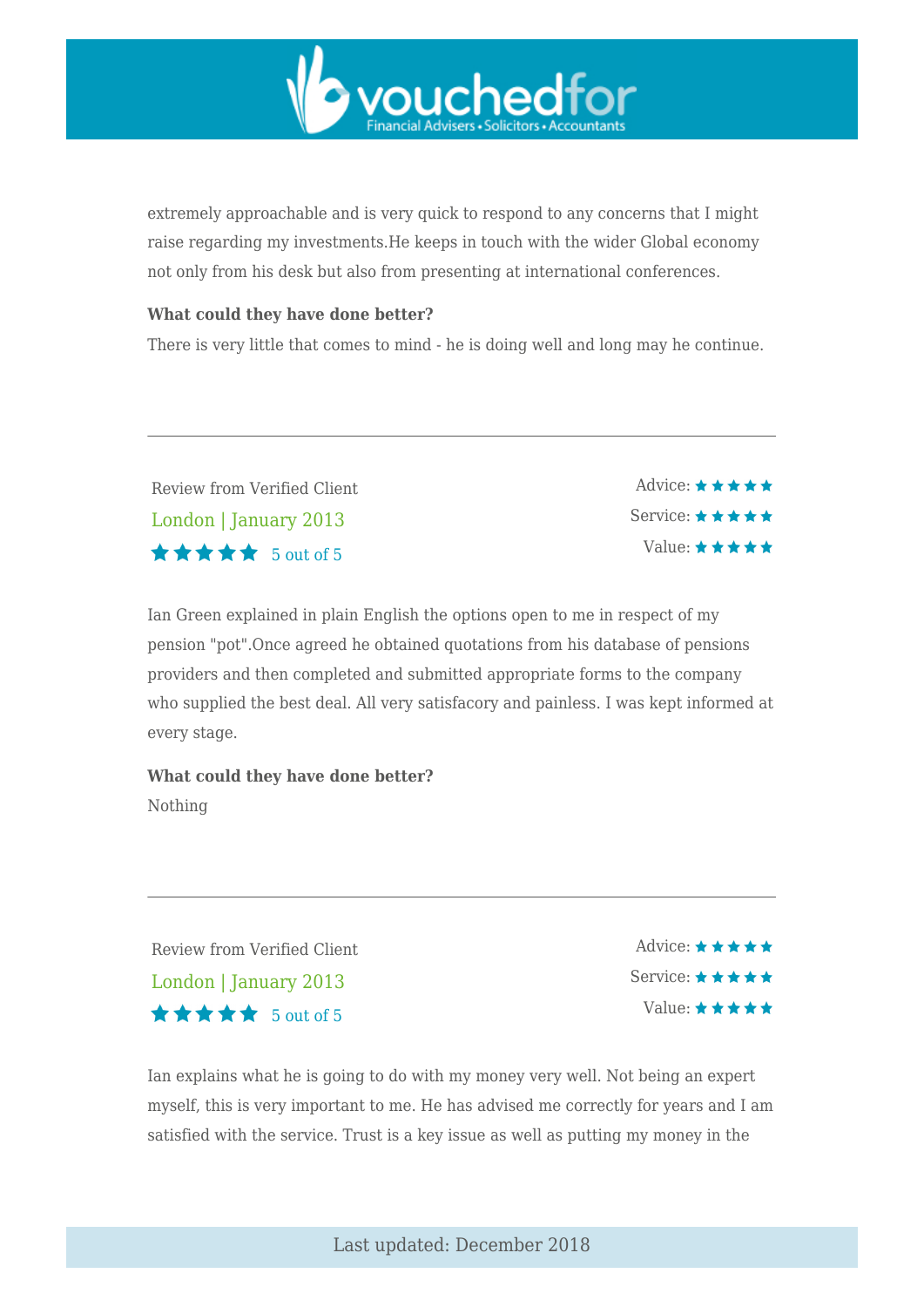extremely approachable and is very quick to respond to any concerns that I might raise regarding my investments.He keeps in touch with the wider Global economy not only from his desk but also from presenting at international conferences.

**What could they have done better?**

There is very little that comes to mind - he is doing well and long may he continue.

---

Review from Verified Client

London | January 2013

★★★★★ 5 out of 5

Advice: ★★★★★
Service: ★★★★★
Value: ★★★★★

Ian Green explained in plain English the options open to me in respect of my pension "pot".Once agreed he obtained quotations from his database of pensions providers and then completed and submitted appropriate forms to the company who supplied the best deal. All very satisfacory and painless. I was kept informed at every stage.

**What could they have done better?**

Nothing

---

Review from Verified Client

London | January 2013

★★★★★ 5 out of 5

Advice: ★★★★★
Service: ★★★★★
Value: ★★★★★

Ian explains what he is going to do with my money very well. Not being an expert myself, this is very important to me. He has advised me correctly for years and I am satisfied with the service. Trust is a key issue as well as putting my money in the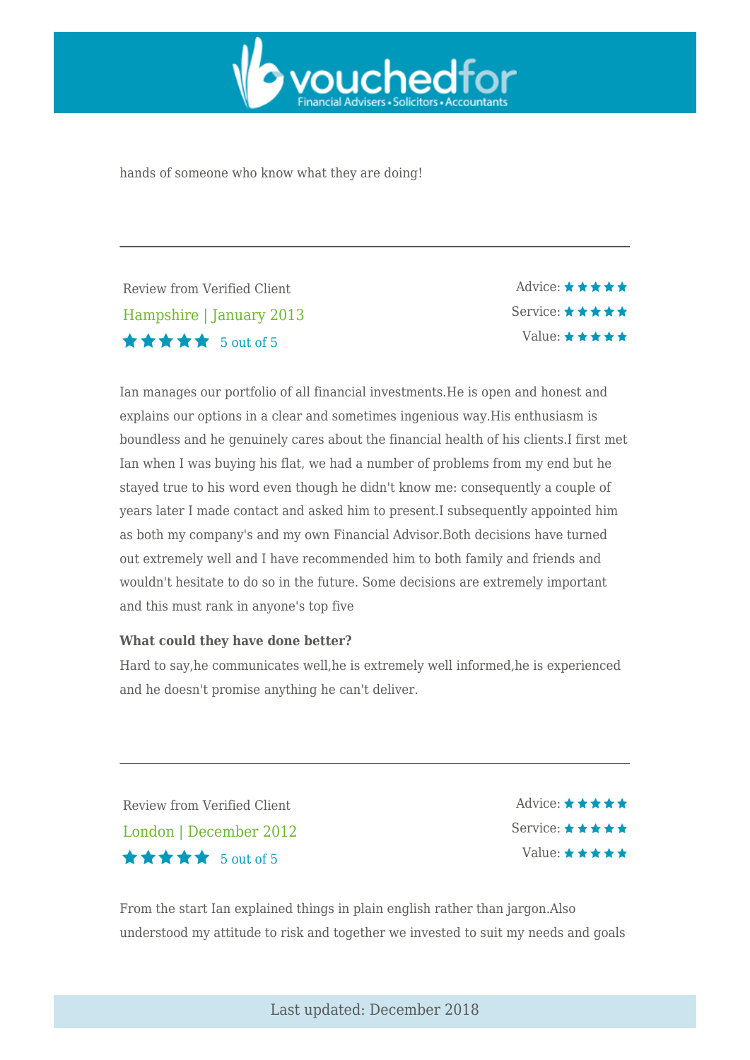hands of someone who know what they are doing!

---

Review from Verified Client

Hampshire | January 2013

★★★★★ 5 out of 5

Advice: ★★★★★
Service: ★★★★★
Value: ★★★★★

Ian manages our portfolio of all financial investments.He is open and honest and explains our options in a clear and sometimes ingenious way.His enthusiasm is boundless and he genuinely cares about the financial health of his clients.I first met Ian when I was buying his flat, we had a number of problems from my end but he stayed true to his word even though he didn't know me: consequently a couple of years later I made contact and asked him to present.I subsequently appointed him as both my company's and my own Financial Advisor.Both decisions have turned out extremely well and I have recommended him to both family and friends and wouldn't hesitate to do so in the future. Some decisions are extremely important and this must rank in anyone's top five

**What could they have done better?**

Hard to say,he communicates well,he is extremely well informed,he is experienced and he doesn't promise anything he can't deliver.

---

Review from Verified Client

London | December 2012

★★★★★ 5 out of 5

Advice: ★★★★★
Service: ★★★★★
Value: ★★★★★

From the start Ian explained things in plain english rather than jargon.Also understood my attitude to risk and together we invested to suit my needs and goals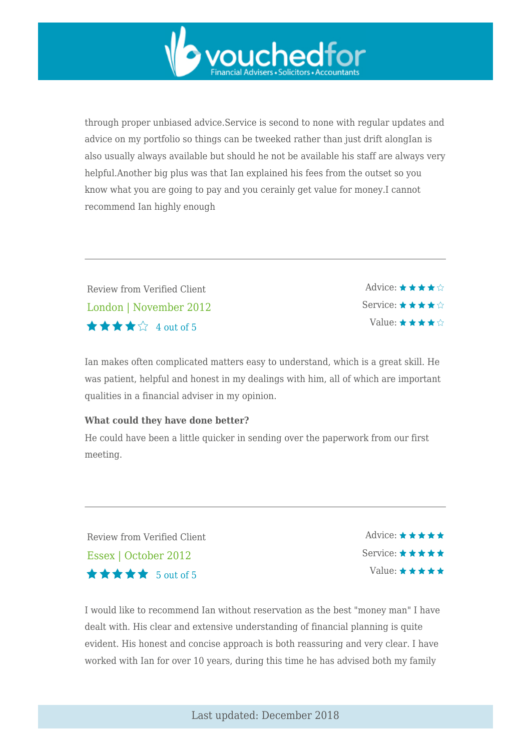through proper unbiased advice.Service is second to none with regular updates and advice on my portfolio so things can be tweeked rather than just drift alongIan is also usually always available but should he not be available his staff are always very helpful.Another big plus was that Ian explained his fees from the outset so you know what you are going to pay and you cerainly get value for money.I cannot recommend Ian highly enough

---

Review from Verified Client

London | November 2012

★★★★☆ 4 out of 5

Advice: ★★★★☆
Service: ★★★★☆
Value: ★★★★☆

Ian makes often complicated matters easy to understand, which is a great skill. He was patient, helpful and honest in my dealings with him, all of which are important qualities in a financial adviser in my opinion.

**What could they have done better?**

He could have been a little quicker in sending over the paperwork from our first meeting.

---

Review from Verified Client

Essex | October 2012

★★★★★ 5 out of 5

Advice: ★★★★★
Service: ★★★★★
Value: ★★★★★

I would like to recommend Ian without reservation as the best "money man" I have dealt with. His clear and extensive understanding of financial planning is quite evident. His honest and concise approach is both reassuring and very clear. I have worked with Ian for over 10 years, during this time he has advised both my family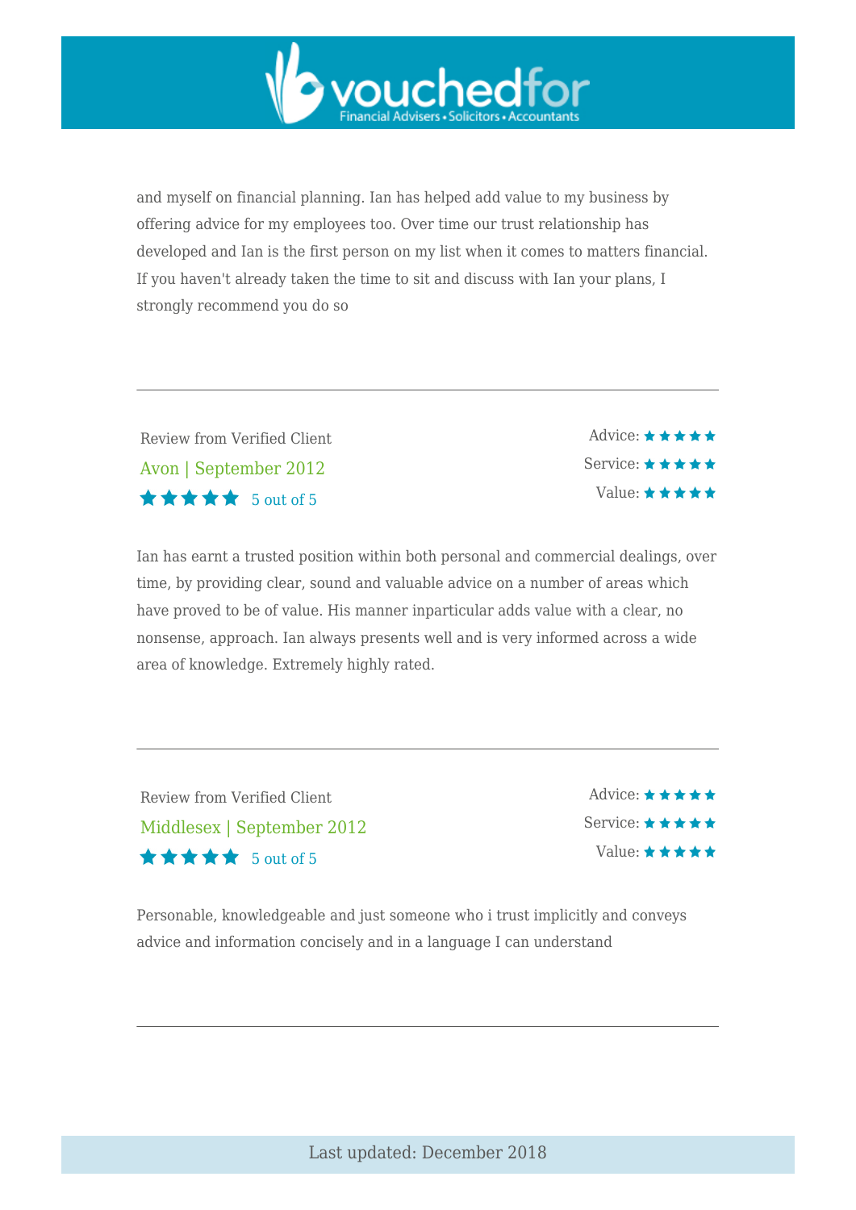and myself on financial planning. Ian has helped add value to my business by offering advice for my employees too. Over time our trust relationship has developed and Ian is the first person on my list when it comes to matters financial. If you haven't already taken the time to sit and discuss with Ian your plans, I strongly recommend you do so

---

Review from Verified Client

Avon | September 2012

★★★★★ 5 out of 5

Advice: ★★★★★
Service: ★★★★★
Value: ★★★★★

Ian has earnt a trusted position within both personal and commercial dealings, over time, by providing clear, sound and valuable advice on a number of areas which have proved to be of value. His manner inparticular adds value with a clear, no nonsense, approach. Ian always presents well and is very informed across a wide area of knowledge. Extremely highly rated.

---

Review from Verified Client

Middlesex | September 2012

★★★★★ 5 out of 5

Advice: ★★★★★
Service: ★★★★★
Value: ★★★★★

Personable, knowledgeable and just someone who i trust implicitly and conveys advice and information concisely and in a language I can understand

---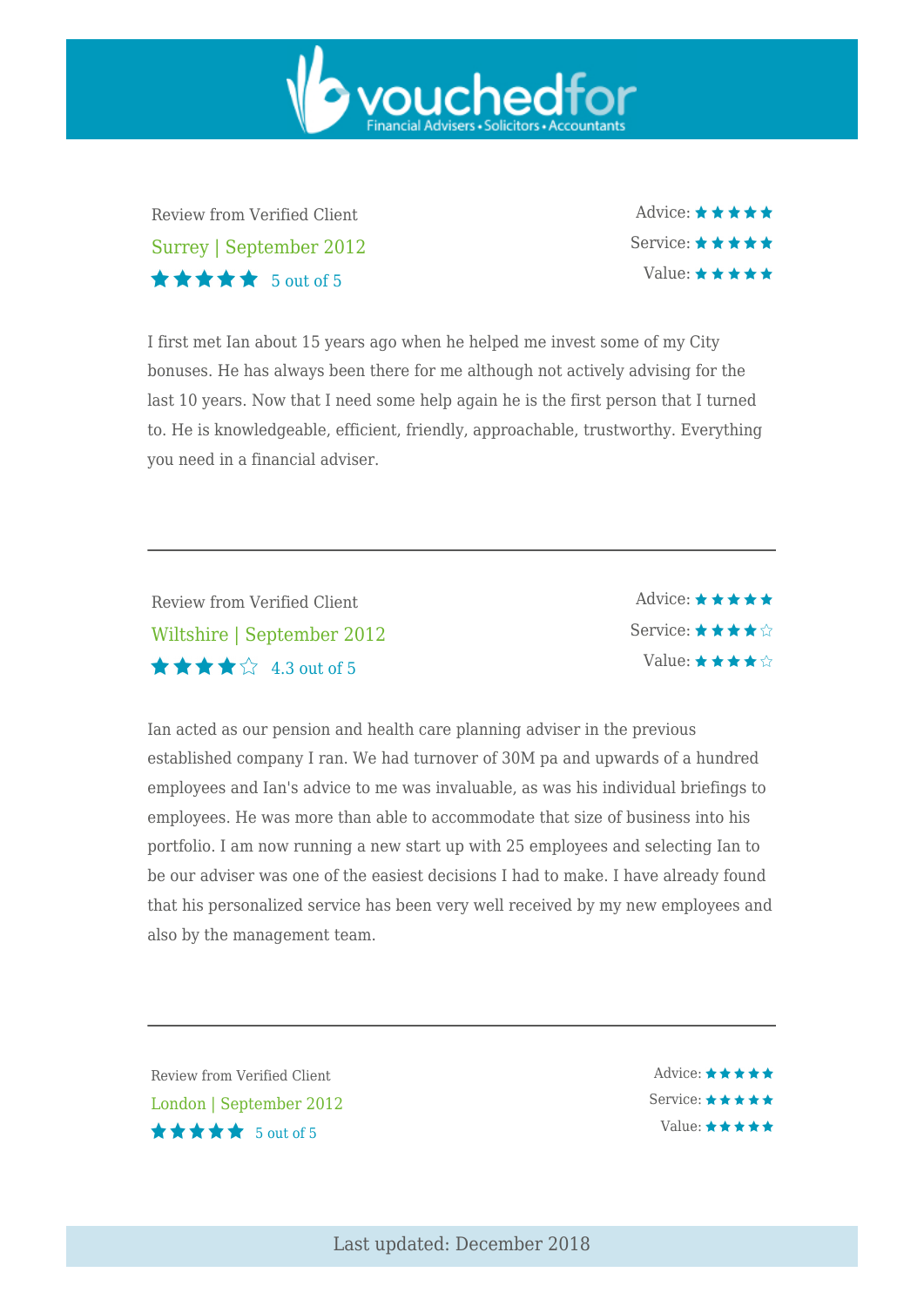Review from Verified Client

Surrey | September 2012

★★★★★ 5 out of 5

Advice: ★★★★★
Service: ★★★★★
Value: ★★★★★

I first met Ian about 15 years ago when he helped me invest some of my City bonuses. He has always been there for me although not actively advising for the last 10 years. Now that I need some help again he is the first person that I turned to. He is knowledgeable, efficient, friendly, approachable, trustworthy. Everything you need in a financial adviser.

---

Review from Verified Client

Wiltshire | September 2012

★★★★☆ 4.3 out of 5

Advice: ★★★★★
Service: ★★★★☆
Value: ★★★★☆

Ian acted as our pension and health care planning adviser in the previous established company I ran. We had turnover of 30M pa and upwards of a hundred employees and Ian's advice to me was invaluable, as was his individual briefings to employees. He was more than able to accommodate that size of business into his portfolio. I am now running a new start up with 25 employees and selecting Ian to be our adviser was one of the easiest decisions I had to make. I have already found that his personalized service has been very well received by my new employees and also by the management team.

---

Review from Verified Client

London | September 2012

★★★★★ 5 out of 5

Advice: ★★★★★
Service: ★★★★★
Value: ★★★★★

Last updated: December 2018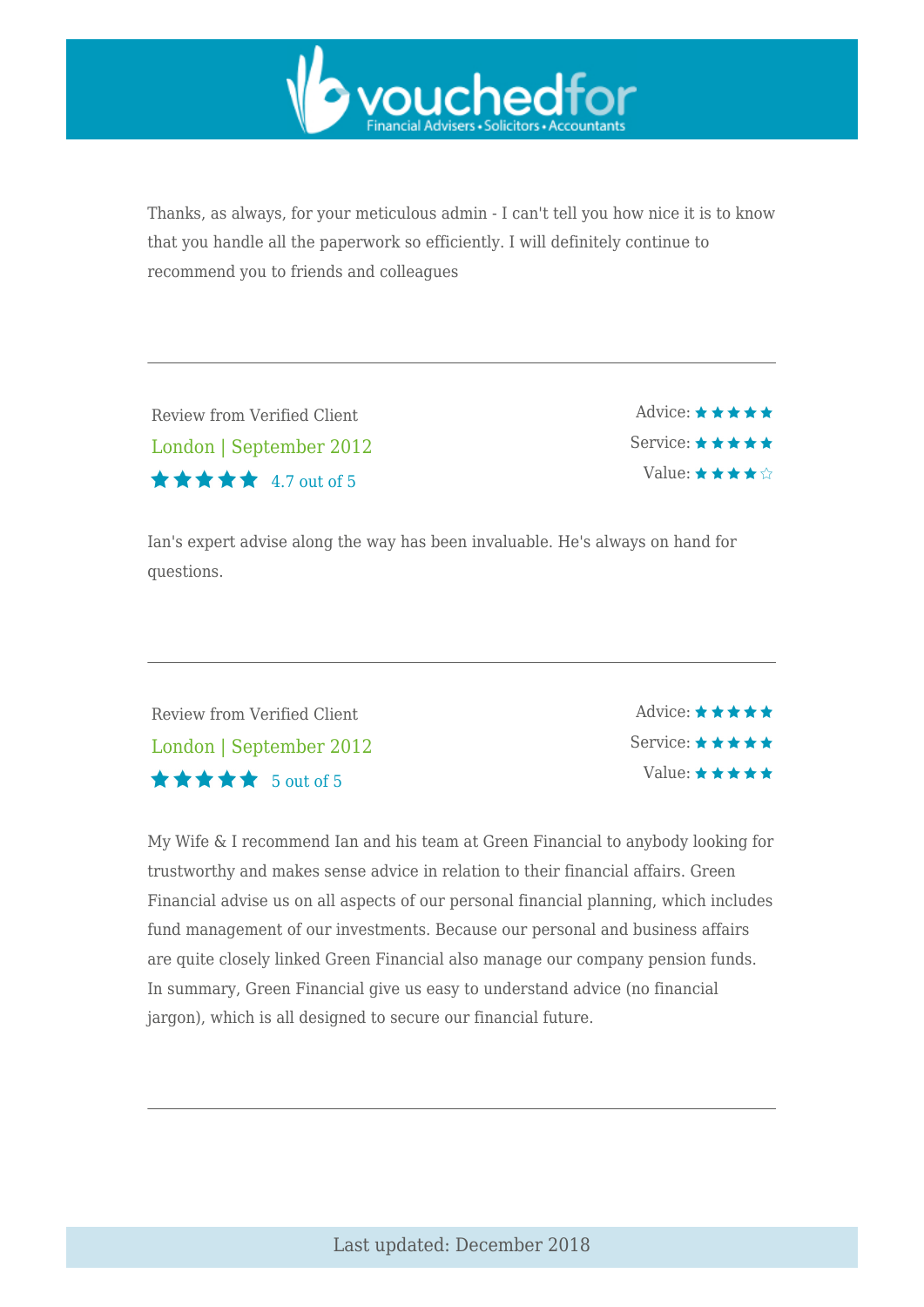Thanks, as always, for your meticulous admin - I can't tell you how nice it is to know that you handle all the paperwork so efficiently. I will definitely continue to recommend you to friends and colleagues

---

Review from Verified Client

London | September 2012

★★★★★ 4.7 out of 5

Advice: ★★★★★
Service: ★★★★★
Value: ★★★★☆

Ian's expert advise along the way has been invaluable. He's always on hand for questions.

---

Review from Verified Client

London | September 2012

★★★★★ 5 out of 5

Advice: ★★★★★
Service: ★★★★★
Value: ★★★★★

My Wife & I recommend Ian and his team at Green Financial to anybody looking for trustworthy and makes sense advice in relation to their financial affairs. Green Financial advise us on all aspects of our personal financial planning, which includes fund management of our investments. Because our personal and business affairs are quite closely linked Green Financial also manage our company pension funds. In summary, Green Financial give us easy to understand advice (no financial jargon), which is all designed to secure our financial future.

---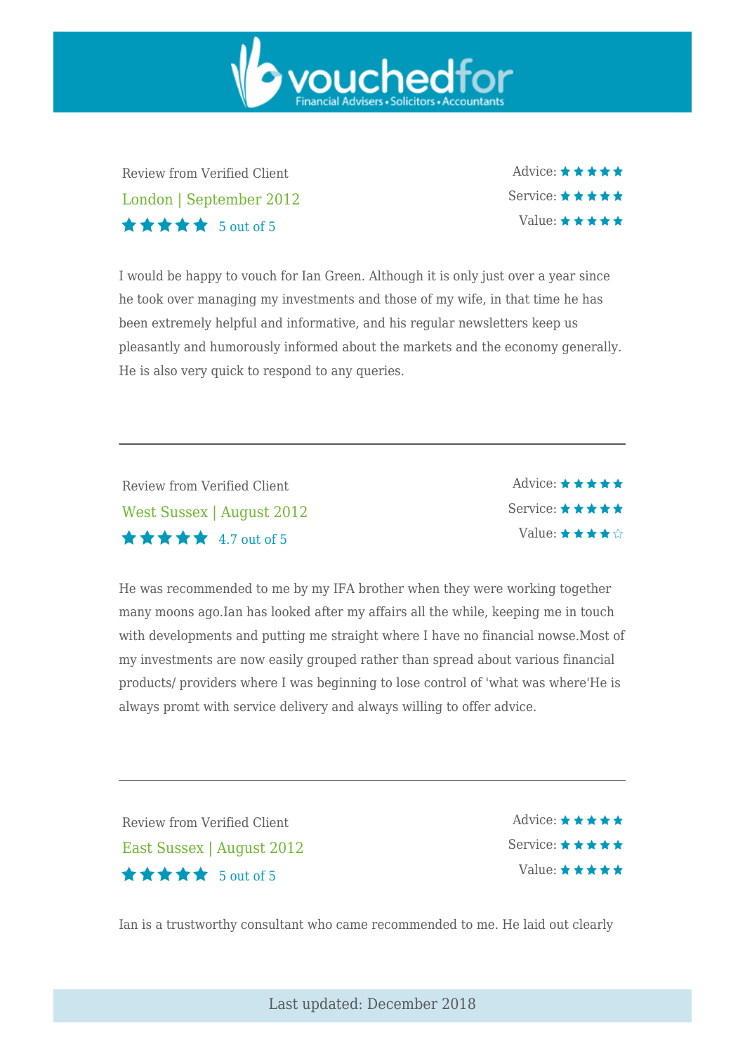Review from Verified Client

London | September 2012

★★★★★ 5 out of 5

Advice: ★★★★★
Service: ★★★★★
Value: ★★★★★

I would be happy to vouch for Ian Green. Although it is only just over a year since he took over managing my investments and those of my wife, in that time he has been extremely helpful and informative, and his regular newsletters keep us pleasantly and humorously informed about the markets and the economy generally. He is also very quick to respond to any queries.

---

Review from Verified Client

West Sussex | August 2012

★★★★★ 4.7 out of 5

Advice: ★★★★★
Service: ★★★★★
Value: ★★★★☆

He was recommended to me by my IFA brother when they were working together many moons ago.Ian has looked after my affairs all the while, keeping me in touch with developments and putting me straight where I have no financial nowse.Most of my investments are now easily grouped rather than spread about various financial products/ providers where I was beginning to lose control of 'what was where'He is always promt with service delivery and always willing to offer advice.

---

Review from Verified Client

East Sussex | August 2012

★★★★★ 5 out of 5

Advice: ★★★★★
Service: ★★★★★
Value: ★★★★★

Ian is a trustworthy consultant who came recommended to me. He laid out clearly

Last updated: December 2018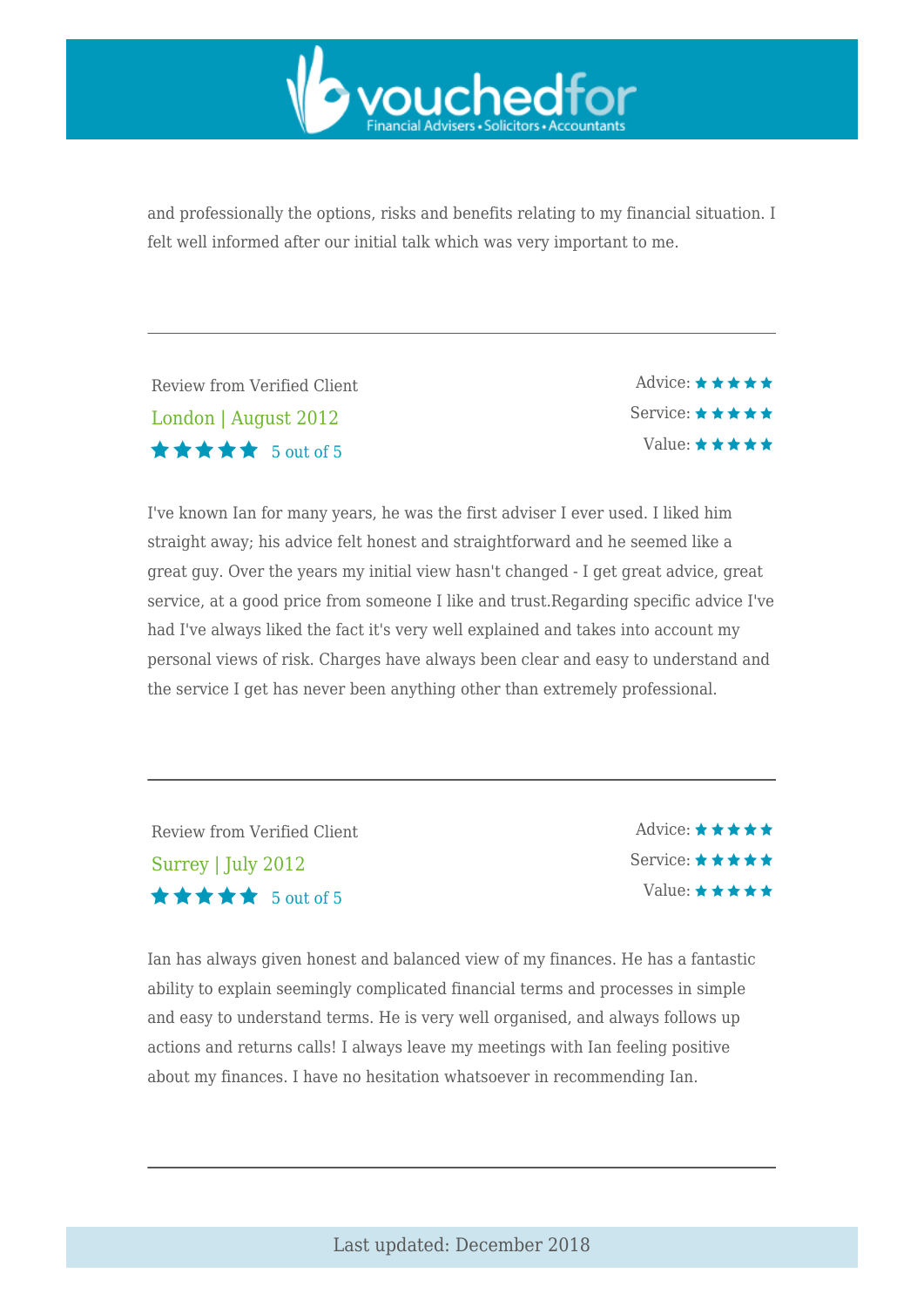and professionally the options, risks and benefits relating to my financial situation. I felt well informed after our initial talk which was very important to me.

---

Review from Verified Client

London | August 2012

★★★★★ 5 out of 5

Advice: ★★★★★
Service: ★★★★★
Value: ★★★★★

I've known Ian for many years, he was the first adviser I ever used. I liked him straight away; his advice felt honest and straightforward and he seemed like a great guy. Over the years my initial view hasn't changed - I get great advice, great service, at a good price from someone I like and trust.Regarding specific advice I've had I've always liked the fact it's very well explained and takes into account my personal views of risk. Charges have always been clear and easy to understand and the service I get has never been anything other than extremely professional.

---

Review from Verified Client

Surrey | July 2012

★★★★★ 5 out of 5

Advice: ★★★★★
Service: ★★★★★
Value: ★★★★★

Ian has always given honest and balanced view of my finances. He has a fantastic ability to explain seemingly complicated financial terms and processes in simple and easy to understand terms. He is very well organised, and always follows up actions and returns calls! I always leave my meetings with Ian feeling positive about my finances. I have no hesitation whatsoever in recommending Ian.

---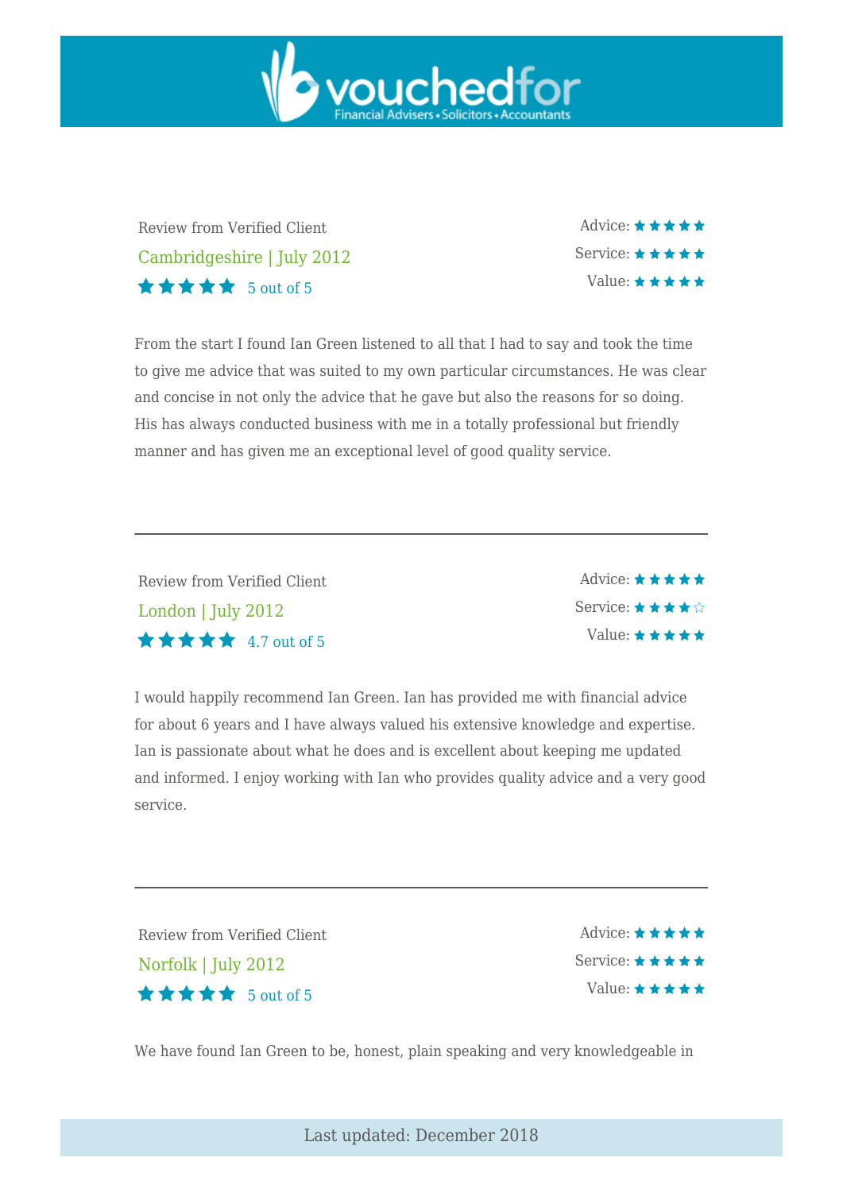Review from Verified Client

Cambridgeshire | July 2012

★★★★★ 5 out of 5

Advice: ★★★★★
Service: ★★★★★
Value: ★★★★★

From the start I found Ian Green listened to all that I had to say and took the time to give me advice that was suited to my own particular circumstances. He was clear and concise in not only the advice that he gave but also the reasons for so doing. His has always conducted business with me in a totally professional but friendly manner and has given me an exceptional level of good quality service.

---

Review from Verified Client

London | July 2012

★★★★★ 4.7 out of 5

Advice: ★★★★★
Service: ★★★★☆
Value: ★★★★★

I would happily recommend Ian Green. Ian has provided me with financial advice for about 6 years and I have always valued his extensive knowledge and expertise. Ian is passionate about what he does and is excellent about keeping me updated and informed. I enjoy working with Ian who provides quality advice and a very good service.

---

Review from Verified Client

Norfolk | July 2012

★★★★★ 5 out of 5

Advice: ★★★★★
Service: ★★★★★
Value: ★★★★★

We have found Ian Green to be, honest, plain speaking and very knowledgeable in

Last updated: December 2018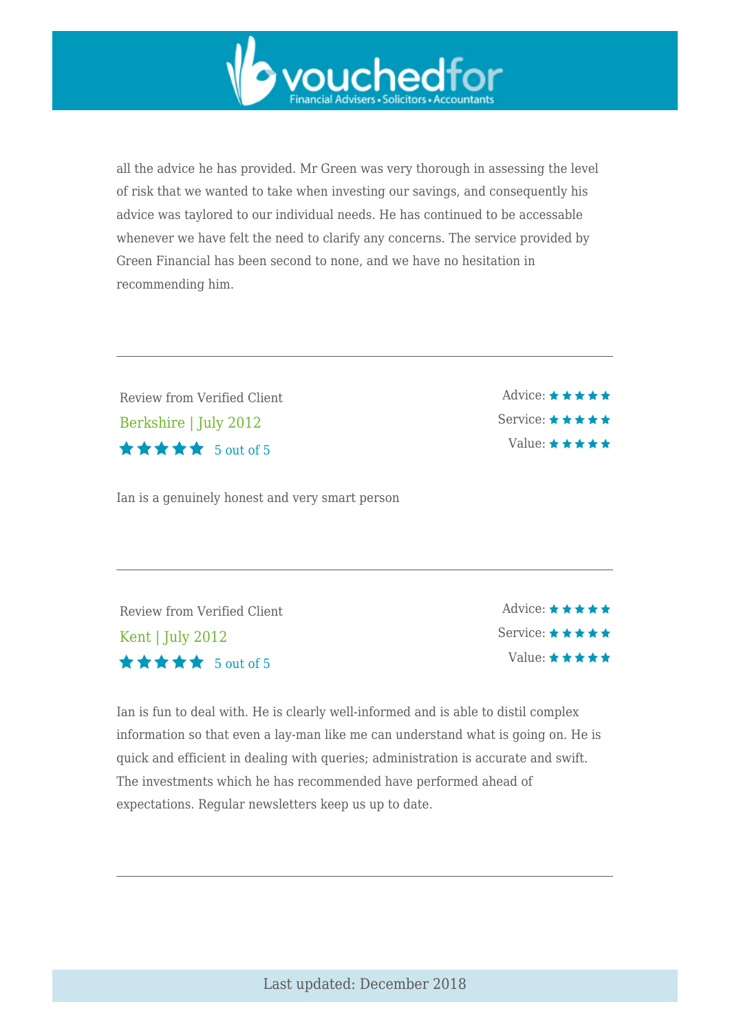all the advice he has provided. Mr Green was very thorough in assessing the level of risk that we wanted to take when investing our savings, and consequently his advice was taylored to our individual needs. He has continued to be accessable whenever we have felt the need to clarify any concerns. The service provided by Green Financial has been second to none, and we have no hesitation in recommending him.

---

Review from Verified Client

Berkshire | July 2012

★★★★★ 5 out of 5

Advice: ★★★★★
Service: ★★★★★
Value: ★★★★★

Ian is a genuinely honest and very smart person

---

Review from Verified Client

Kent | July 2012

★★★★★ 5 out of 5

Advice: ★★★★★
Service: ★★★★★
Value: ★★★★★

Ian is fun to deal with. He is clearly well-informed and is able to distil complex information so that even a lay-man like me can understand what is going on. He is quick and efficient in dealing with queries; administration is accurate and swift. The investments which he has recommended have performed ahead of expectations. Regular newsletters keep us up to date.

---

Last updated: December 2018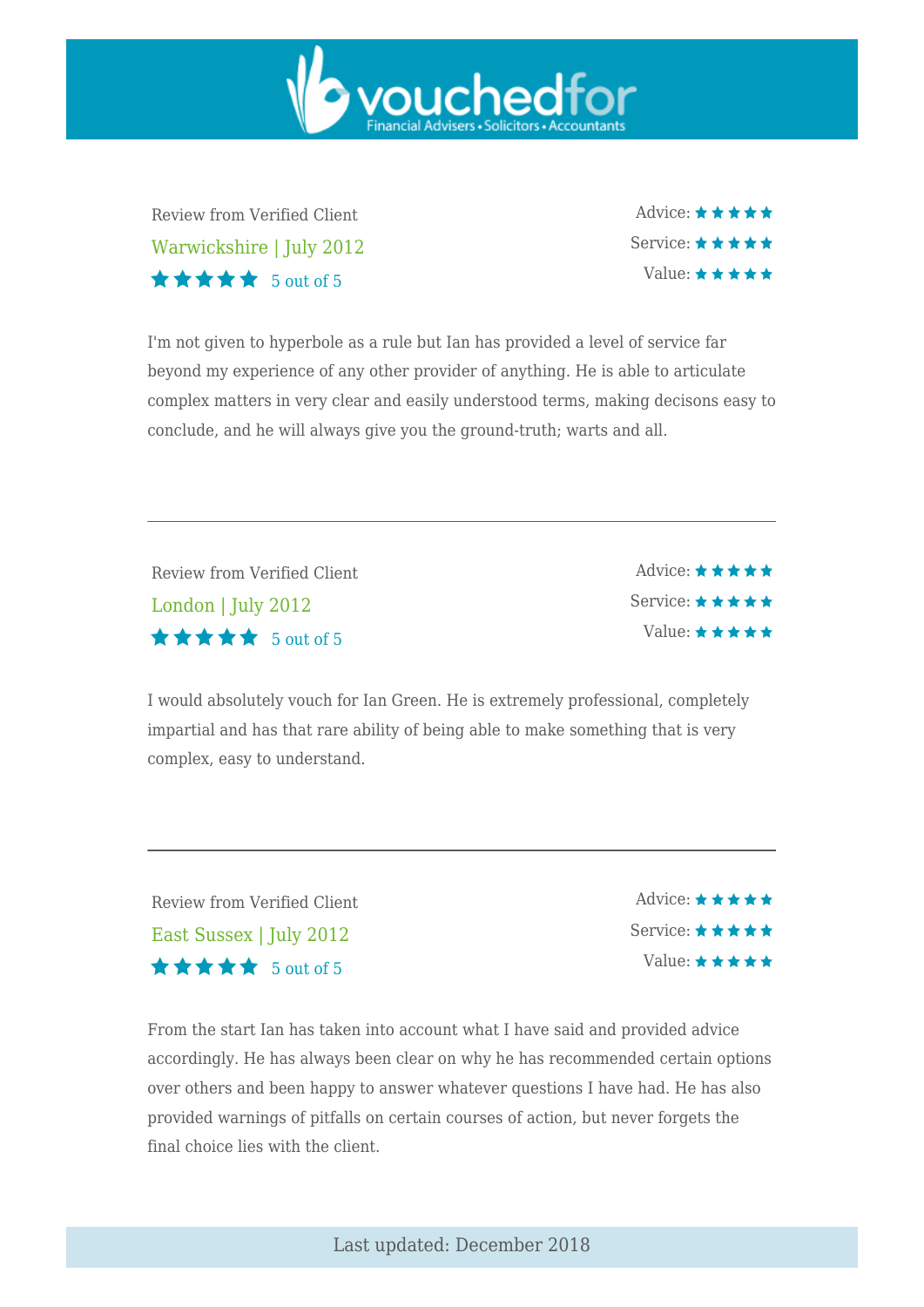Review from Verified Client

Warwickshire | July 2012

★★★★★ 5 out of 5

Advice: ★★★★★
Service: ★★★★★
Value: ★★★★★

I'm not given to hyperbole as a rule but Ian has provided a level of service far beyond my experience of any other provider of anything. He is able to articulate complex matters in very clear and easily understood terms, making decisons easy to conclude, and he will always give you the ground-truth; warts and all.

---

Review from Verified Client

London | July 2012

★★★★★ 5 out of 5

Advice: ★★★★★
Service: ★★★★★
Value: ★★★★★

I would absolutely vouch for Ian Green. He is extremely professional, completely impartial and has that rare ability of being able to make something that is very complex, easy to understand.

---

Review from Verified Client

East Sussex | July 2012

★★★★★ 5 out of 5

Advice: ★★★★★
Service: ★★★★★
Value: ★★★★★

From the start Ian has taken into account what I have said and provided advice accordingly. He has always been clear on why he has recommended certain options over others and been happy to answer whatever questions I have had. He has also provided warnings of pitfalls on certain courses of action, but never forgets the final choice lies with the client.

Last updated: December 2018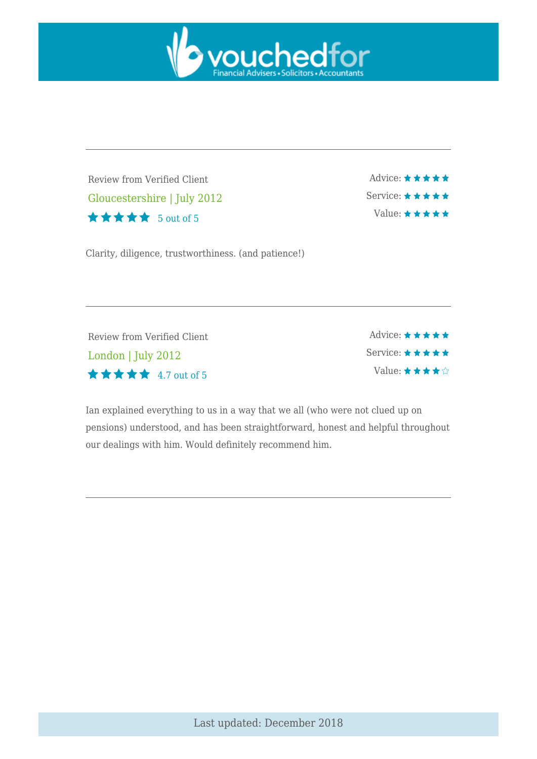vouchedfor
Financial Advisers • Solicitors • Accountants

---

Review from Verified Client

Gloucestershire | July 2012

★★★★★ 5 out of 5

Advice: ★★★★★

Service: ★★★★★

Value: ★★★★★

Clarity, diligence, trustworthiness. (and patience!)

---

Review from Verified Client

London | July 2012

★★★★★ 4.7 out of 5

Advice: ★★★★★

Service: ★★★★★

Value: ★★★★☆

Ian explained everything to us in a way that we all (who were not clued up on pensions) understood, and has been straightforward, honest and helpful throughout our dealings with him. Would definitely recommend him.

---

Last updated: December 2018